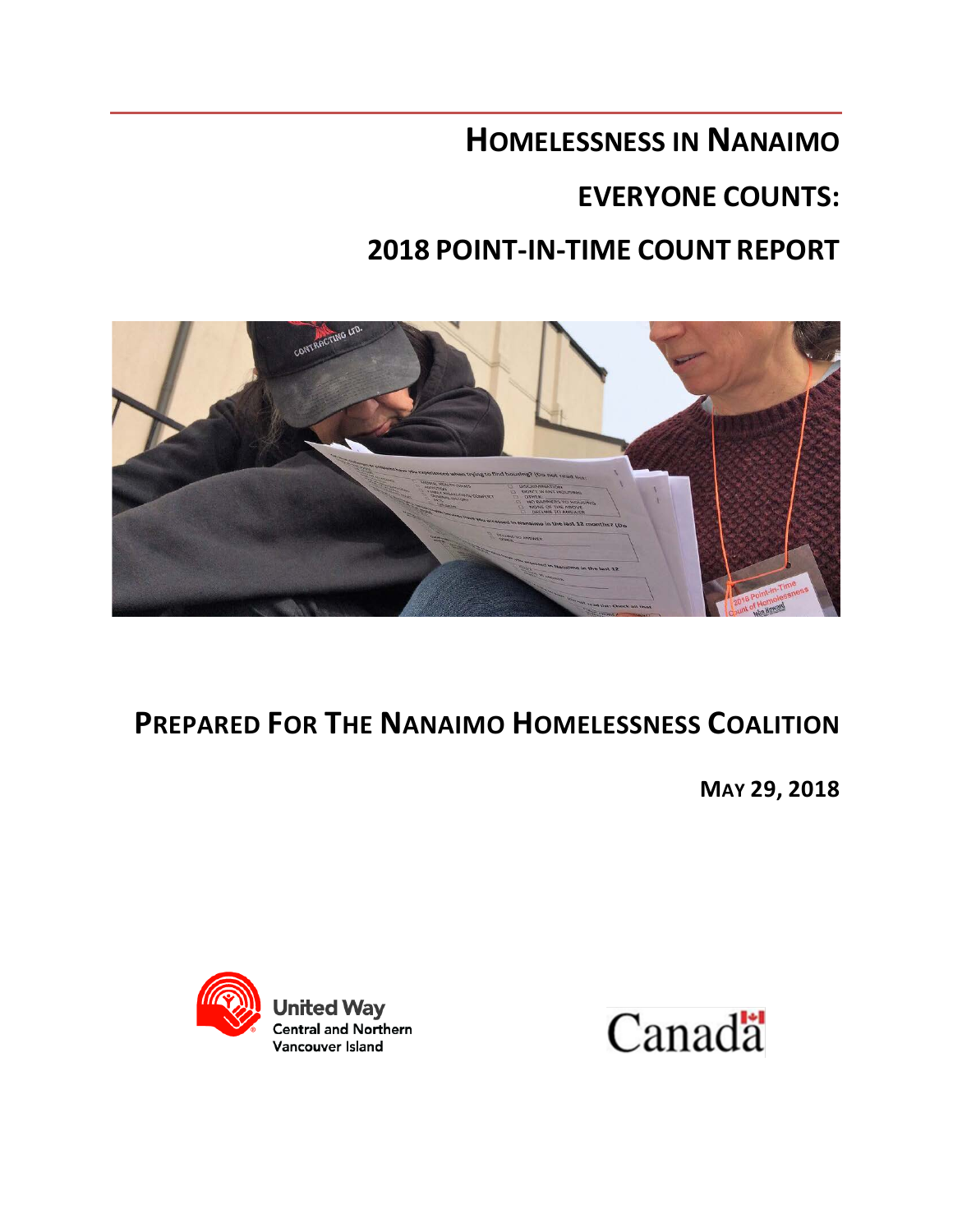# Homelessness in Nanaimo

# Everyone Counts:

# 2018 Point-in-Time Count Report

## Prepared For The Nanaimo Homelessness Coalition

**May 29, 2018**

United Way Central and Northern Vancouver Island

Canada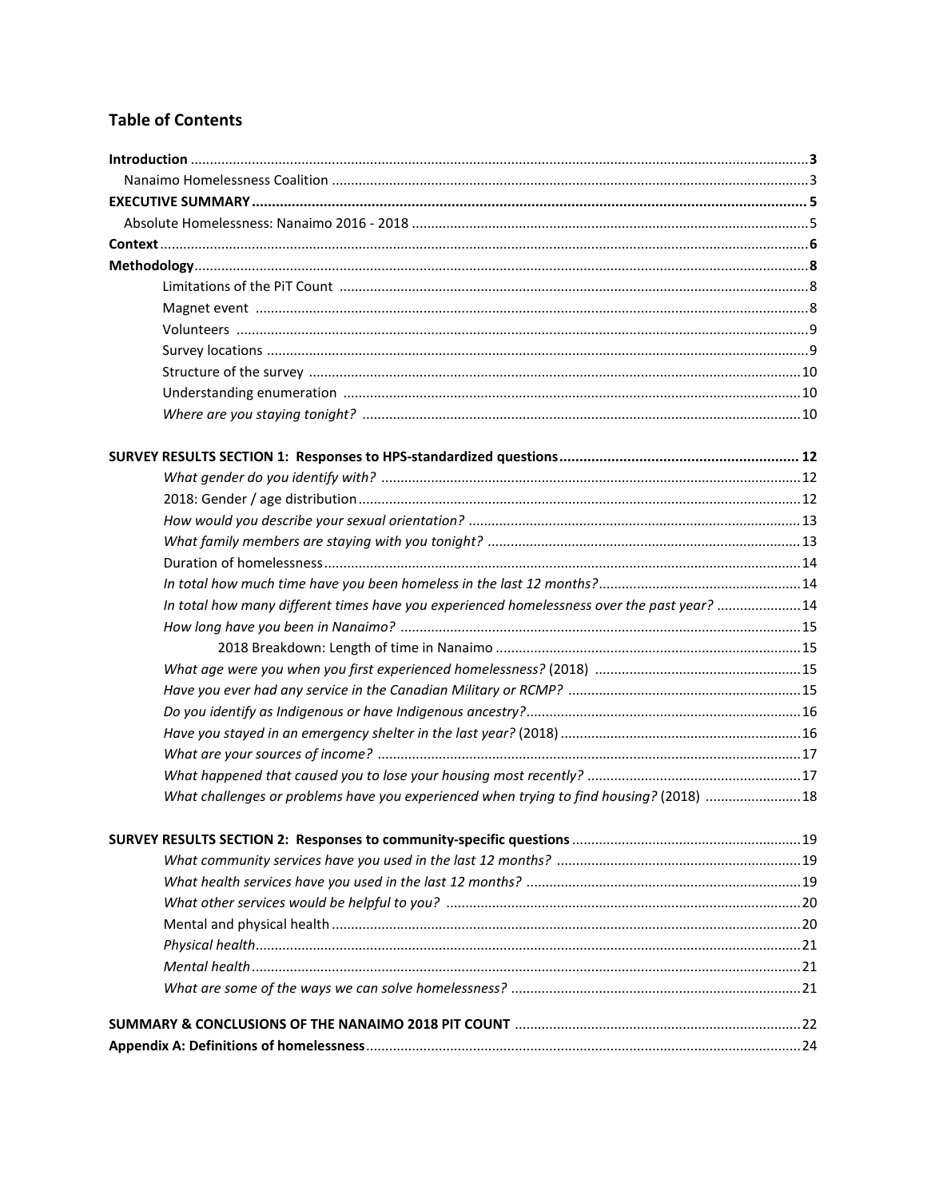## Table of Contents

**Introduction** ... **3**
- Nanaimo Homelessness Coalition ... 3

**EXECUTIVE SUMMARY** ... **5**
- Absolute Homelessness: Nanaimo 2016 - 2018 ... 5

**Context** ... **6**

**Methodology** ... **8**
- Limitations of the PiT Count ... 8
- Magnet event ... 8
- Volunteers ... 9
- Survey locations ... 9
- Structure of the survey ... 10
- Understanding enumeration ... 10
- *Where are you staying tonight?* ... 10

**SURVEY RESULTS SECTION 1: Responses to HPS-standardized questions** ... **12**
- *What gender do you identify with?* ... 12
- 2018: Gender / age distribution ... 12
- *How would you describe your sexual orientation?* ... 13
- *What family members are staying with you tonight?* ... 13
- Duration of homelessness ... 14
- *In total how much time have you been homeless in the last 12 months?* ... 14
- *In total how many different times have you experienced homelessness over the past year?* ... 14
- *How long have you been in Nanaimo?* ... 15
  - 2018 Breakdown: Length of time in Nanaimo ... 15
- *What age were you when you first experienced homelessness?* (2018) ... 15
- *Have you ever had any service in the Canadian Military or RCMP?* ... 15
- *Do you identify as Indigenous or have Indigenous ancestry?* ... 16
- *Have you stayed in an emergency shelter in the last year?* (2018) ... 16
- *What are your sources of income?* ... 17
- *What happened that caused you to lose your housing most recently?* ... 17
- *What challenges or problems have you experienced when trying to find housing?* (2018) ... 18

**SURVEY RESULTS SECTION 2: Responses to community-specific questions** ... 19
- *What community services have you used in the last 12 months?* ... 19
- *What health services have you used in the last 12 months?* ... 19
- *What other services would be helpful to you?* ... 20
- Mental and physical health ... 20
- *Physical health* ... 21
- *Mental health* ... 21
- *What are some of the ways we can solve homelessness?* ... 21

**SUMMARY & CONCLUSIONS OF THE NANAIMO 2018 PIT COUNT** ... 22

**Appendix A: Definitions of homelessness** ... 24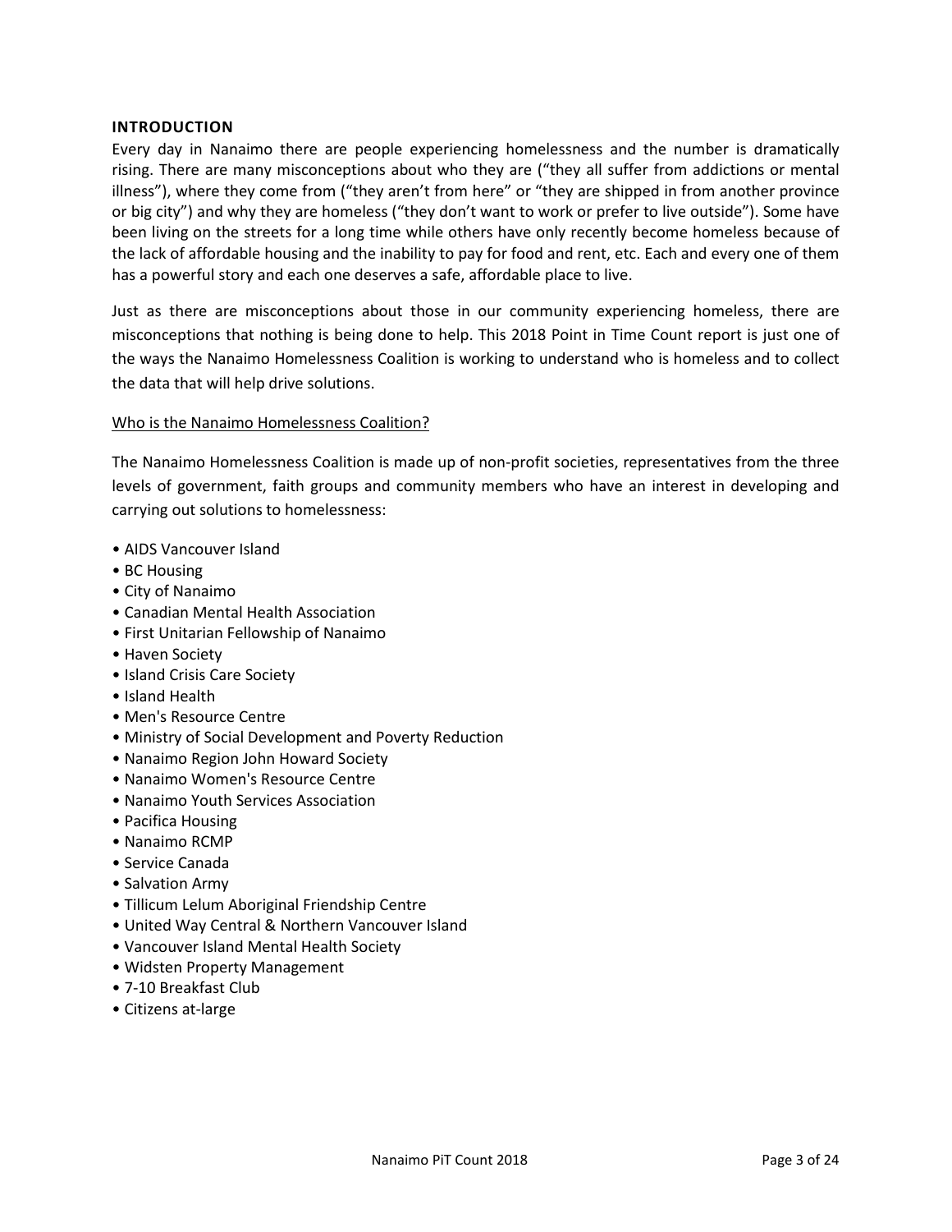## INTRODUCTION

Every day in Nanaimo there are people experiencing homelessness and the number is dramatically rising. There are many misconceptions about who they are ("they all suffer from addictions or mental illness"), where they come from ("they aren't from here" or "they are shipped in from another province or big city") and why they are homeless ("they don't want to work or prefer to live outside"). Some have been living on the streets for a long time while others have only recently become homeless because of the lack of affordable housing and the inability to pay for food and rent, etc. Each and every one of them has a powerful story and each one deserves a safe, affordable place to live.

Just as there are misconceptions about those in our community experiencing homeless, there are misconceptions that nothing is being done to help. This 2018 Point in Time Count report is just one of the ways the Nanaimo Homelessness Coalition is working to understand who is homeless and to collect the data that will help drive solutions.

### Who is the Nanaimo Homelessness Coalition?

The Nanaimo Homelessness Coalition is made up of non-profit societies, representatives from the three levels of government, faith groups and community members who have an interest in developing and carrying out solutions to homelessness:

- AIDS Vancouver Island
- BC Housing
- City of Nanaimo
- Canadian Mental Health Association
- First Unitarian Fellowship of Nanaimo
- Haven Society
- Island Crisis Care Society
- Island Health
- Men's Resource Centre
- Ministry of Social Development and Poverty Reduction
- Nanaimo Region John Howard Society
- Nanaimo Women's Resource Centre
- Nanaimo Youth Services Association
- Pacifica Housing
- Nanaimo RCMP
- Service Canada
- Salvation Army
- Tillicum Lelum Aboriginal Friendship Centre
- United Way Central & Northern Vancouver Island
- Vancouver Island Mental Health Society
- Widsten Property Management
- 7-10 Breakfast Club
- Citizens at-large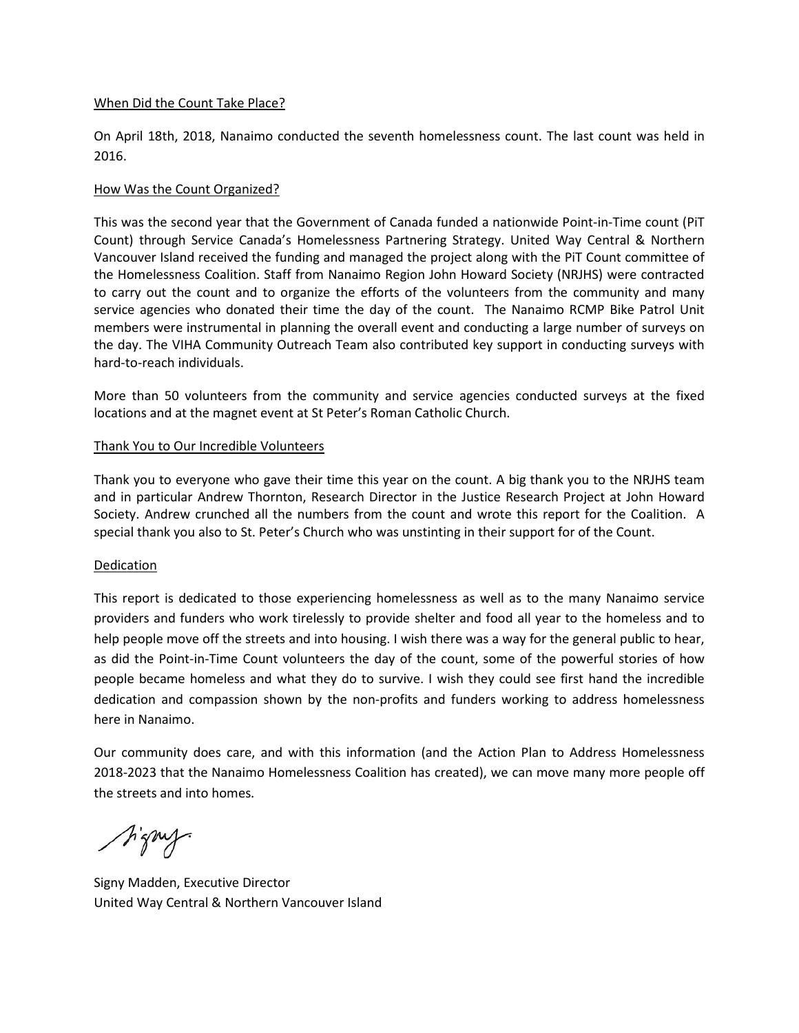## When Did the Count Take Place?

On April 18th, 2018, Nanaimo conducted the seventh homelessness count. The last count was held in 2016.

## How Was the Count Organized?

This was the second year that the Government of Canada funded a nationwide Point-in-Time count (PiT Count) through Service Canada's Homelessness Partnering Strategy. United Way Central & Northern Vancouver Island received the funding and managed the project along with the PiT Count committee of the Homelessness Coalition. Staff from Nanaimo Region John Howard Society (NRJHS) were contracted to carry out the count and to organize the efforts of the volunteers from the community and many service agencies who donated their time the day of the count. The Nanaimo RCMP Bike Patrol Unit members were instrumental in planning the overall event and conducting a large number of surveys on the day. The VIHA Community Outreach Team also contributed key support in conducting surveys with hard-to-reach individuals.

More than 50 volunteers from the community and service agencies conducted surveys at the fixed locations and at the magnet event at St Peter's Roman Catholic Church.

## Thank You to Our Incredible Volunteers

Thank you to everyone who gave their time this year on the count. A big thank you to the NRJHS team and in particular Andrew Thornton, Research Director in the Justice Research Project at John Howard Society. Andrew crunched all the numbers from the count and wrote this report for the Coalition. A special thank you also to St. Peter's Church who was unstinting in their support for of the Count.

## Dedication

This report is dedicated to those experiencing homelessness as well as to the many Nanaimo service providers and funders who work tirelessly to provide shelter and food all year to the homeless and to help people move off the streets and into housing. I wish there was a way for the general public to hear, as did the Point-in-Time Count volunteers the day of the count, some of the powerful stories of how people became homeless and what they do to survive. I wish they could see first hand the incredible dedication and compassion shown by the non-profits and funders working to address homelessness here in Nanaimo.

Our community does care, and with this information (and the Action Plan to Address Homelessness 2018-2023 that the Nanaimo Homelessness Coalition has created), we can move many more people off the streets and into homes.

Signy

Signy Madden, Executive Director
United Way Central & Northern Vancouver Island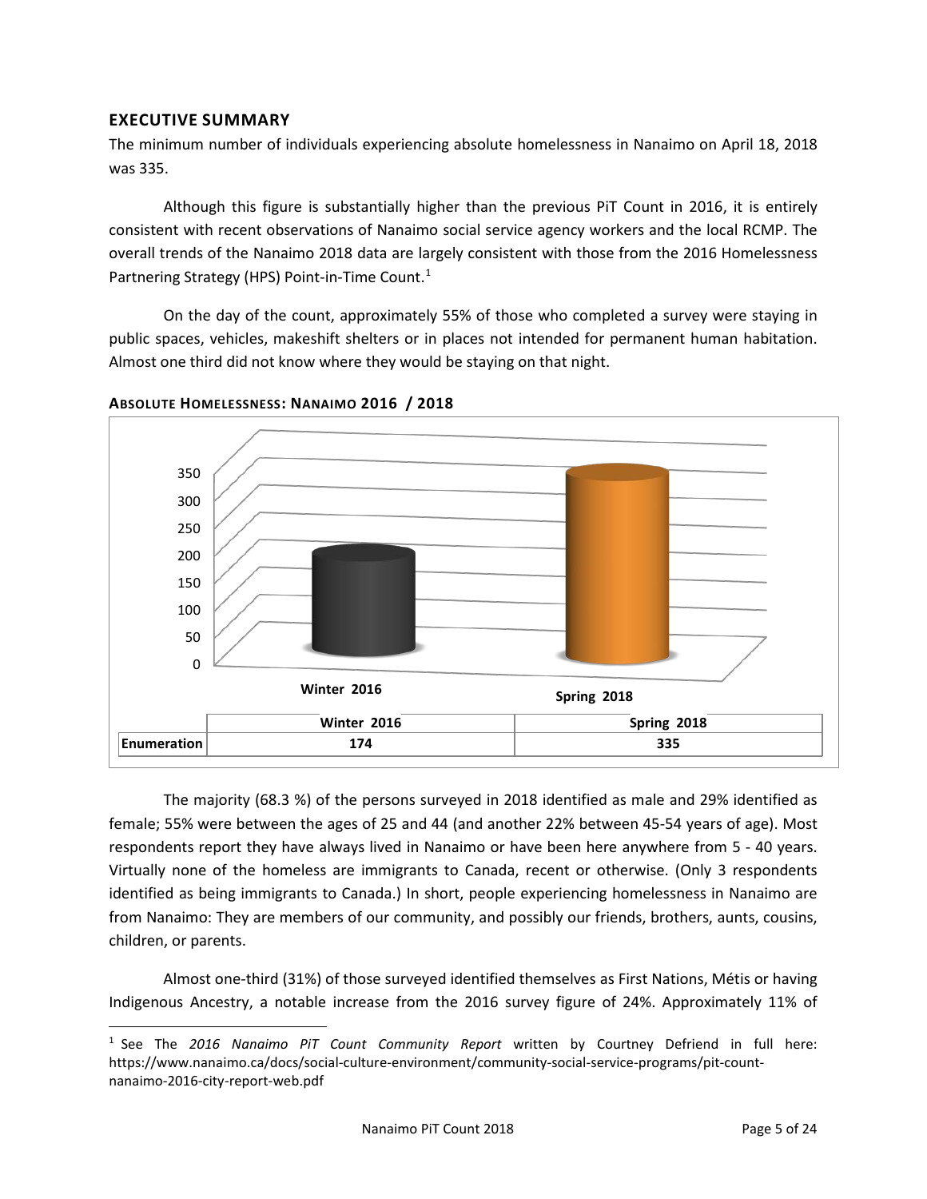## EXECUTIVE SUMMARY

The minimum number of individuals experiencing absolute homelessness in Nanaimo on April 18, 2018 was 335.

Although this figure is substantially higher than the previous PiT Count in 2016, it is entirely consistent with recent observations of Nanaimo social service agency workers and the local RCMP. The overall trends of the Nanaimo 2018 data are largely consistent with those from the 2016 Homelessness Partnering Strategy (HPS) Point-in-Time Count.[1]

On the day of the count, approximately 55% of those who completed a survey were staying in public spaces, vehicles, makeshift shelters or in places not intended for permanent human habitation. Almost one third did not know where they would be staying on that night.

**ABSOLUTE HOMELESSNESS: NANAIMO 2016 / 2018**

| | Winter 2016 | Spring 2018 |
|---|---|---|
| Enumeration | 174 | 335 |

The majority (68.3 %) of the persons surveyed in 2018 identified as male and 29% identified as female; 55% were between the ages of 25 and 44 (and another 22% between 45-54 years of age). Most respondents report they have always lived in Nanaimo or have been here anywhere from 5 - 40 years. Virtually none of the homeless are immigrants to Canada, recent or otherwise. (Only 3 respondents identified as being immigrants to Canada.) In short, people experiencing homelessness in Nanaimo are from Nanaimo: They are members of our community, and possibly our friends, brothers, aunts, cousins, children, or parents.

Almost one-third (31%) of those surveyed identified themselves as First Nations, Métis or having Indigenous Ancestry, a notable increase from the 2016 survey figure of 24%. Approximately 11% of

---

[1] See The *2016 Nanaimo PiT Count Community Report* written by Courtney Defriend in full here: https://www.nanaimo.ca/docs/social-culture-environment/community-social-service-programs/pit-count-nanaimo-2016-city-report-web.pdf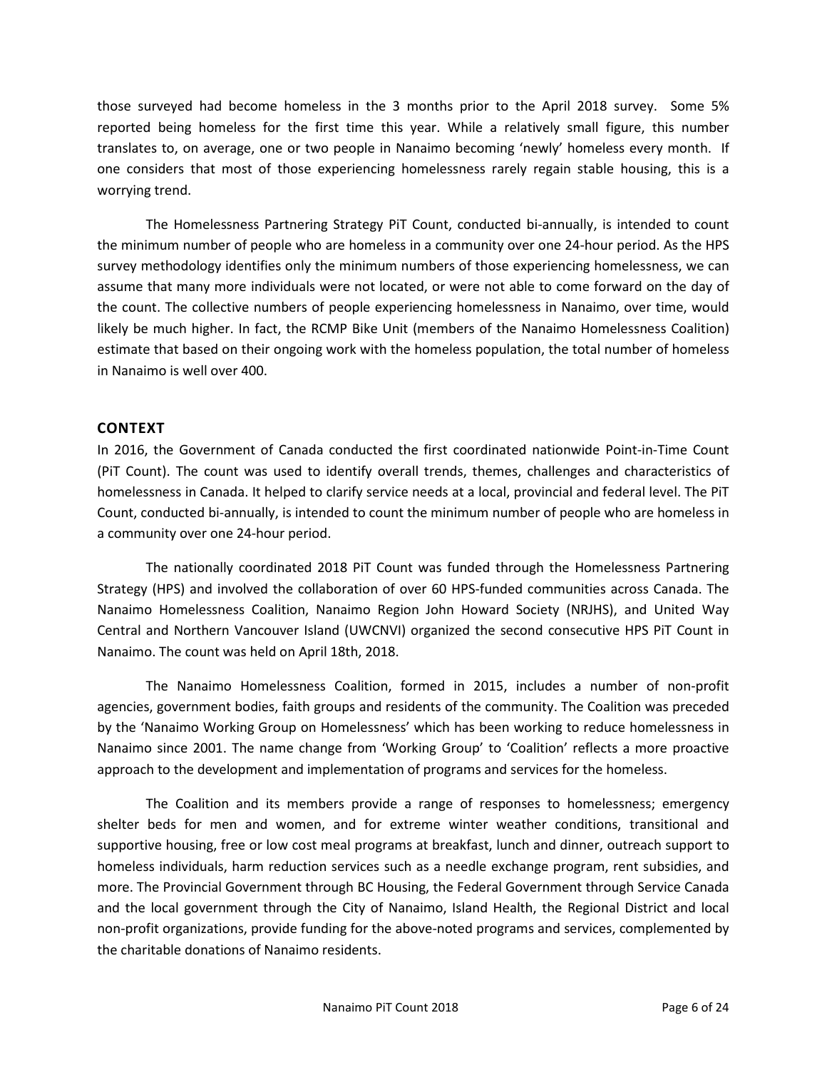those surveyed had become homeless in the 3 months prior to the April 2018 survey. Some 5% reported being homeless for the first time this year. While a relatively small figure, this number translates to, on average, one or two people in Nanaimo becoming 'newly' homeless every month. If one considers that most of those experiencing homelessness rarely regain stable housing, this is a worrying trend.

The Homelessness Partnering Strategy PiT Count, conducted bi-annually, is intended to count the minimum number of people who are homeless in a community over one 24-hour period. As the HPS survey methodology identifies only the minimum numbers of those experiencing homelessness, we can assume that many more individuals were not located, or were not able to come forward on the day of the count. The collective numbers of people experiencing homelessness in Nanaimo, over time, would likely be much higher. In fact, the RCMP Bike Unit (members of the Nanaimo Homelessness Coalition) estimate that based on their ongoing work with the homeless population, the total number of homeless in Nanaimo is well over 400.

## CONTEXT

In 2016, the Government of Canada conducted the first coordinated nationwide Point-in-Time Count (PiT Count). The count was used to identify overall trends, themes, challenges and characteristics of homelessness in Canada. It helped to clarify service needs at a local, provincial and federal level. The PiT Count, conducted bi-annually, is intended to count the minimum number of people who are homeless in a community over one 24-hour period.

The nationally coordinated 2018 PiT Count was funded through the Homelessness Partnering Strategy (HPS) and involved the collaboration of over 60 HPS-funded communities across Canada. The Nanaimo Homelessness Coalition, Nanaimo Region John Howard Society (NRJHS), and United Way Central and Northern Vancouver Island (UWCNVI) organized the second consecutive HPS PiT Count in Nanaimo. The count was held on April 18th, 2018.

The Nanaimo Homelessness Coalition, formed in 2015, includes a number of non-profit agencies, government bodies, faith groups and residents of the community. The Coalition was preceded by the 'Nanaimo Working Group on Homelessness' which has been working to reduce homelessness in Nanaimo since 2001. The name change from 'Working Group' to 'Coalition' reflects a more proactive approach to the development and implementation of programs and services for the homeless.

The Coalition and its members provide a range of responses to homelessness; emergency shelter beds for men and women, and for extreme winter weather conditions, transitional and supportive housing, free or low cost meal programs at breakfast, lunch and dinner, outreach support to homeless individuals, harm reduction services such as a needle exchange program, rent subsidies, and more. The Provincial Government through BC Housing, the Federal Government through Service Canada and the local government through the City of Nanaimo, Island Health, the Regional District and local non-profit organizations, provide funding for the above-noted programs and services, complemented by the charitable donations of Nanaimo residents.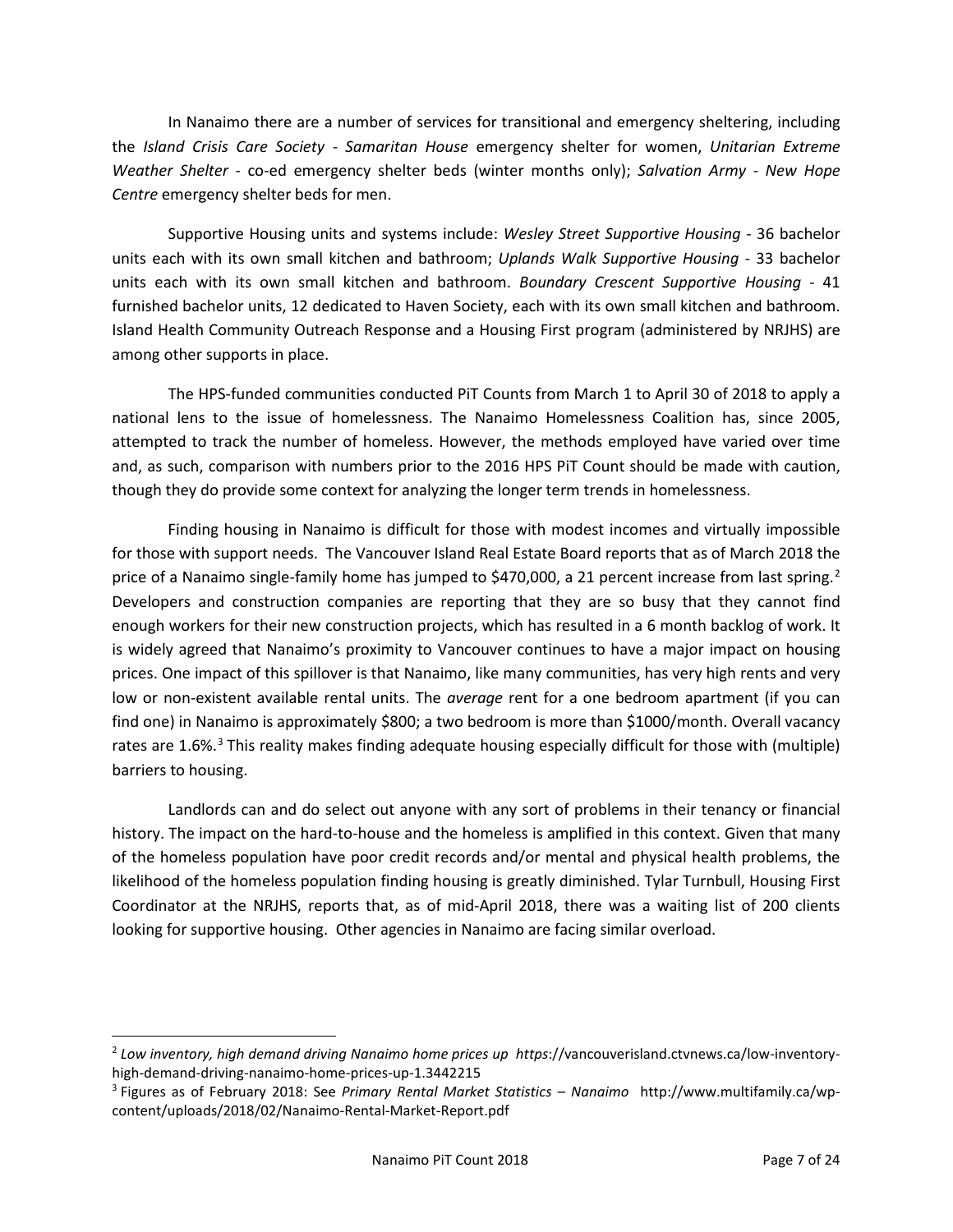In Nanaimo there are a number of services for transitional and emergency sheltering, including the *Island Crisis Care Society - Samaritan House* emergency shelter for women, *Unitarian Extreme Weather Shelter* - co-ed emergency shelter beds (winter months only); *Salvation Army - New Hope Centre* emergency shelter beds for men.

Supportive Housing units and systems include: *Wesley Street Supportive Housing* - 36 bachelor units each with its own small kitchen and bathroom; *Uplands Walk Supportive Housing* - 33 bachelor units each with its own small kitchen and bathroom. *Boundary Crescent Supportive Housing* - 41 furnished bachelor units, 12 dedicated to Haven Society, each with its own small kitchen and bathroom. Island Health Community Outreach Response and a Housing First program (administered by NRJHS) are among other supports in place.

The HPS-funded communities conducted PiT Counts from March 1 to April 30 of 2018 to apply a national lens to the issue of homelessness. The Nanaimo Homelessness Coalition has, since 2005, attempted to track the number of homeless. However, the methods employed have varied over time and, as such, comparison with numbers prior to the 2016 HPS PiT Count should be made with caution, though they do provide some context for analyzing the longer term trends in homelessness.

Finding housing in Nanaimo is difficult for those with modest incomes and virtually impossible for those with support needs. The Vancouver Island Real Estate Board reports that as of March 2018 the price of a Nanaimo single-family home has jumped to $470,000, a 21 percent increase from last spring.[2] Developers and construction companies are reporting that they are so busy that they cannot find enough workers for their new construction projects, which has resulted in a 6 month backlog of work. It is widely agreed that Nanaimo's proximity to Vancouver continues to have a major impact on housing prices. One impact of this spillover is that Nanaimo, like many communities, has very high rents and very low or non-existent available rental units. The *average* rent for a one bedroom apartment (if you can find one) in Nanaimo is approximately $800; a two bedroom is more than $1000/month. Overall vacancy rates are 1.6%.[3] This reality makes finding adequate housing especially difficult for those with (multiple) barriers to housing.

Landlords can and do select out anyone with any sort of problems in their tenancy or financial history. The impact on the hard-to-house and the homeless is amplified in this context. Given that many of the homeless population have poor credit records and/or mental and physical health problems, the likelihood of the homeless population finding housing is greatly diminished. Tylar Turnbull, Housing First Coordinator at the NRJHS, reports that, as of mid-April 2018, there was a waiting list of 200 clients looking for supportive housing. Other agencies in Nanaimo are facing similar overload.

---

[2] *Low inventory, high demand driving Nanaimo home prices up https*://vancouverisland.ctvnews.ca/low-inventory-high-demand-driving-nanaimo-home-prices-up-1.3442215

[3] Figures as of February 2018: See *Primary Rental Market Statistics – Nanaimo* http://www.multifamily.ca/wp-content/uploads/2018/02/Nanaimo-Rental-Market-Report.pdf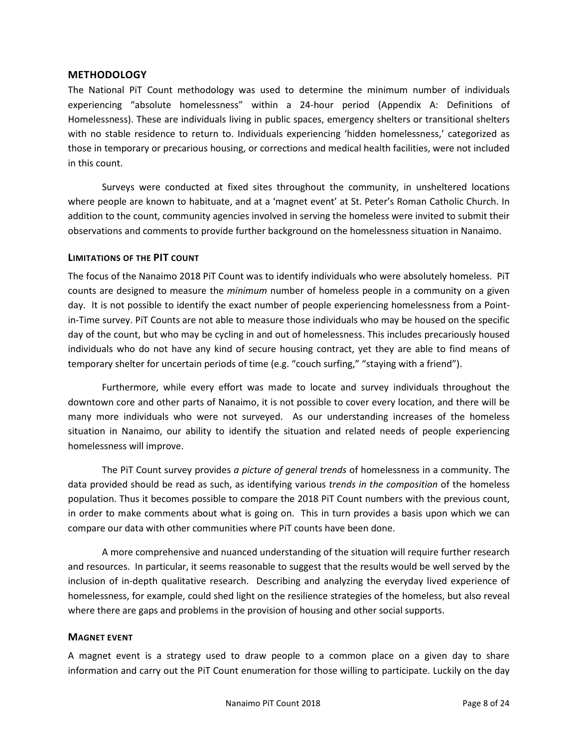## METHODOLOGY

The National PiT Count methodology was used to determine the minimum number of individuals experiencing "absolute homelessness" within a 24-hour period (Appendix A: Definitions of Homelessness). These are individuals living in public spaces, emergency shelters or transitional shelters with no stable residence to return to. Individuals experiencing 'hidden homelessness,' categorized as those in temporary or precarious housing, or corrections and medical health facilities, were not included in this count.

Surveys were conducted at fixed sites throughout the community, in unsheltered locations where people are known to habituate, and at a 'magnet event' at St. Peter's Roman Catholic Church. In addition to the count, community agencies involved in serving the homeless were invited to submit their observations and comments to provide further background on the homelessness situation in Nanaimo.

### LIMITATIONS OF THE PIT COUNT

The focus of the Nanaimo 2018 PiT Count was to identify individuals who were absolutely homeless. PiT counts are designed to measure the *minimum* number of homeless people in a community on a given day. It is not possible to identify the exact number of people experiencing homelessness from a Point-in-Time survey. PiT Counts are not able to measure those individuals who may be housed on the specific day of the count, but who may be cycling in and out of homelessness. This includes precariously housed individuals who do not have any kind of secure housing contract, yet they are able to find means of temporary shelter for uncertain periods of time (e.g. "couch surfing," "staying with a friend").

Furthermore, while every effort was made to locate and survey individuals throughout the downtown core and other parts of Nanaimo, it is not possible to cover every location, and there will be many more individuals who were not surveyed. As our understanding increases of the homeless situation in Nanaimo, our ability to identify the situation and related needs of people experiencing homelessness will improve.

The PiT Count survey provides *a picture of general trends* of homelessness in a community. The data provided should be read as such, as identifying various *trends in the composition* of the homeless population. Thus it becomes possible to compare the 2018 PiT Count numbers with the previous count, in order to make comments about what is going on. This in turn provides a basis upon which we can compare our data with other communities where PiT counts have been done.

A more comprehensive and nuanced understanding of the situation will require further research and resources. In particular, it seems reasonable to suggest that the results would be well served by the inclusion of in-depth qualitative research. Describing and analyzing the everyday lived experience of homelessness, for example, could shed light on the resilience strategies of the homeless, but also reveal where there are gaps and problems in the provision of housing and other social supports.

### MAGNET EVENT

A magnet event is a strategy used to draw people to a common place on a given day to share information and carry out the PiT Count enumeration for those willing to participate. Luckily on the day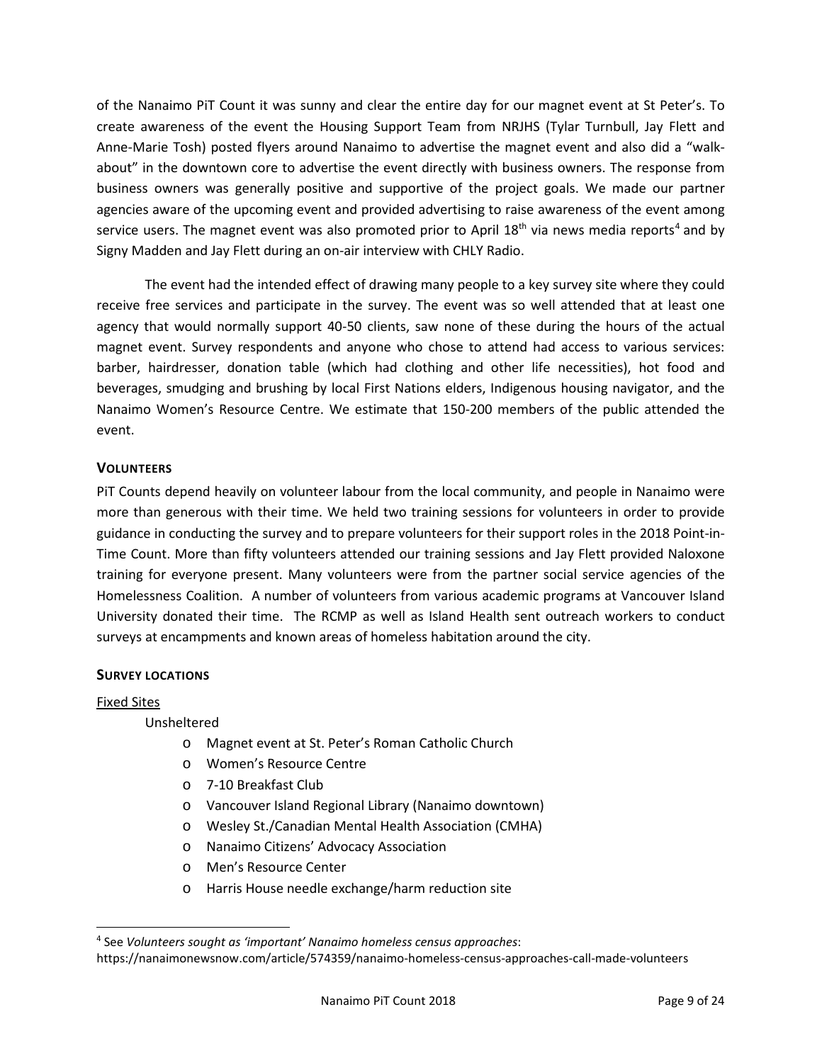of the Nanaimo PiT Count it was sunny and clear the entire day for our magnet event at St Peter's. To create awareness of the event the Housing Support Team from NRJHS (Tylar Turnbull, Jay Flett and Anne-Marie Tosh) posted flyers around Nanaimo to advertise the magnet event and also did a "walk-about" in the downtown core to advertise the event directly with business owners. The response from business owners was generally positive and supportive of the project goals. We made our partner agencies aware of the upcoming event and provided advertising to raise awareness of the event among service users. The magnet event was also promoted prior to April 18th via news media reports[4] and by Signy Madden and Jay Flett during an on-air interview with CHLY Radio.

The event had the intended effect of drawing many people to a key survey site where they could receive free services and participate in the survey. The event was so well attended that at least one agency that would normally support 40-50 clients, saw none of these during the hours of the actual magnet event. Survey respondents and anyone who chose to attend had access to various services: barber, hairdresser, donation table (which had clothing and other life necessities), hot food and beverages, smudging and brushing by local First Nations elders, Indigenous housing navigator, and the Nanaimo Women's Resource Centre. We estimate that 150-200 members of the public attended the event.

### VOLUNTEERS

PiT Counts depend heavily on volunteer labour from the local community, and people in Nanaimo were more than generous with their time. We held two training sessions for volunteers in order to provide guidance in conducting the survey and to prepare volunteers for their support roles in the 2018 Point-in-Time Count. More than fifty volunteers attended our training sessions and Jay Flett provided Naloxone training for everyone present. Many volunteers were from the partner social service agencies of the Homelessness Coalition. A number of volunteers from various academic programs at Vancouver Island University donated their time. The RCMP as well as Island Health sent outreach workers to conduct surveys at encampments and known areas of homeless habitation around the city.

### SURVEY LOCATIONS

Fixed Sites

Unsheltered

- Magnet event at St. Peter's Roman Catholic Church
- Women's Resource Centre
- 7-10 Breakfast Club
- Vancouver Island Regional Library (Nanaimo downtown)
- Wesley St./Canadian Mental Health Association (CMHA)
- Nanaimo Citizens' Advocacy Association
- Men's Resource Center
- Harris House needle exchange/harm reduction site

[4] See *Volunteers sought as 'important' Nanaimo homeless census approaches*: https://nanaimonewsnow.com/article/574359/nanaimo-homeless-census-approaches-call-made-volunteers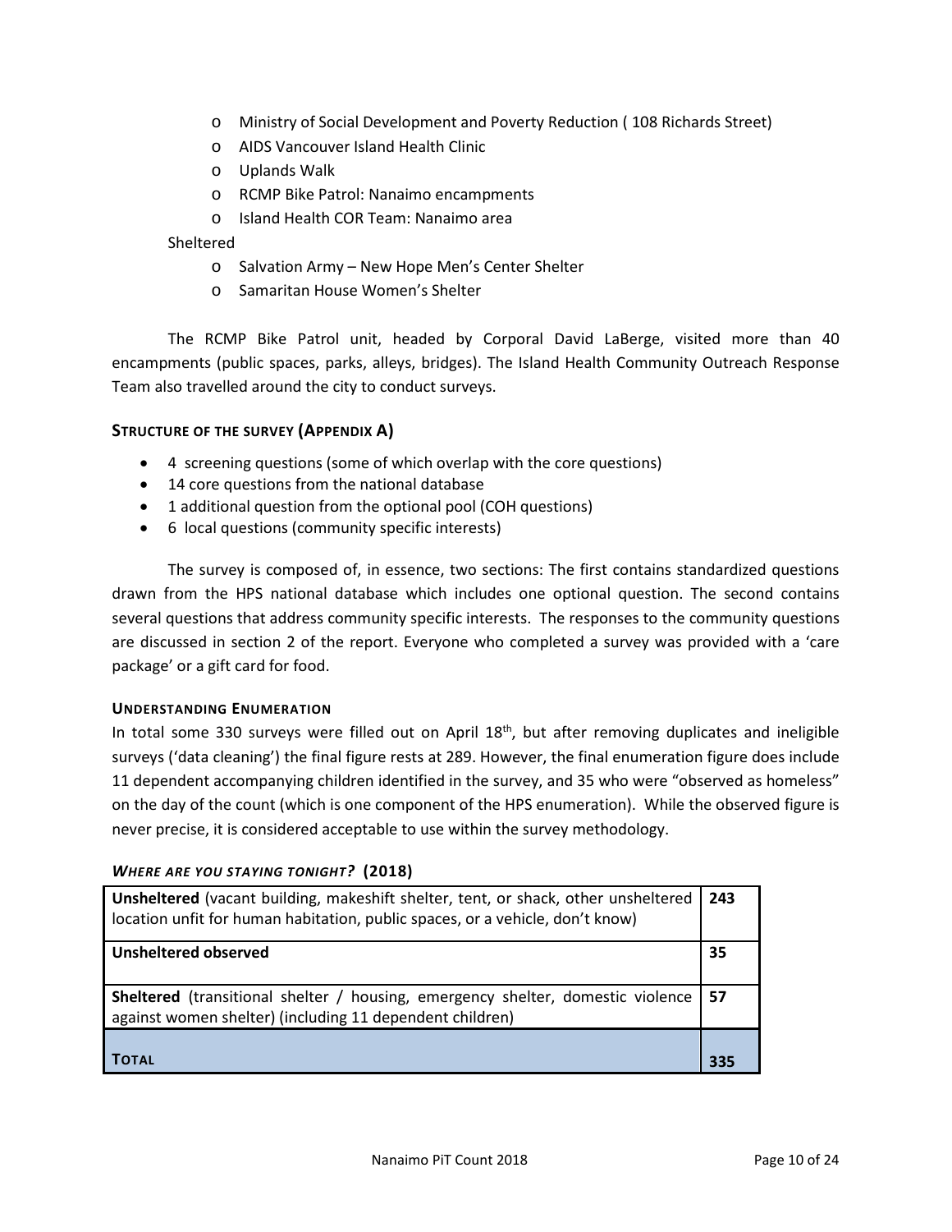- Ministry of Social Development and Poverty Reduction ( 108 Richards Street)
- AIDS Vancouver Island Health Clinic
- Uplands Walk
- RCMP Bike Patrol: Nanaimo encampments
- Island Health COR Team: Nanaimo area

Sheltered

- Salvation Army – New Hope Men's Center Shelter
- Samaritan House Women's Shelter

The RCMP Bike Patrol unit, headed by Corporal David LaBerge, visited more than 40 encampments (public spaces, parks, alleys, bridges). The Island Health Community Outreach Response Team also travelled around the city to conduct surveys.

#### STRUCTURE OF THE SURVEY (APPENDIX A)

- 4 screening questions (some of which overlap with the core questions)
- 14 core questions from the national database
- 1 additional question from the optional pool (COH questions)
- 6 local questions (community specific interests)

The survey is composed of, in essence, two sections: The first contains standardized questions drawn from the HPS national database which includes one optional question. The second contains several questions that address community specific interests. The responses to the community questions are discussed in section 2 of the report. Everyone who completed a survey was provided with a 'care package' or a gift card for food.

#### UNDERSTANDING ENUMERATION

In total some 330 surveys were filled out on April 18th, but after removing duplicates and ineligible surveys ('data cleaning') the final figure rests at 289. However, the final enumeration figure does include 11 dependent accompanying children identified in the survey, and 35 who were "observed as homeless" on the day of the count (which is one component of the HPS enumeration). While the observed figure is never precise, it is considered acceptable to use within the survey methodology.

#### *WHERE ARE YOU STAYING TONIGHT?* (2018)

| | |
|---|---|
| **Unsheltered** (vacant building, makeshift shelter, tent, or shack, other unsheltered location unfit for human habitation, public spaces, or a vehicle, don't know) | **243** |
| **Unsheltered observed** | **35** |
| **Sheltered** (transitional shelter / housing, emergency shelter, domestic violence against women shelter) (including 11 dependent children) | **57** |
| **TOTAL** | **335** |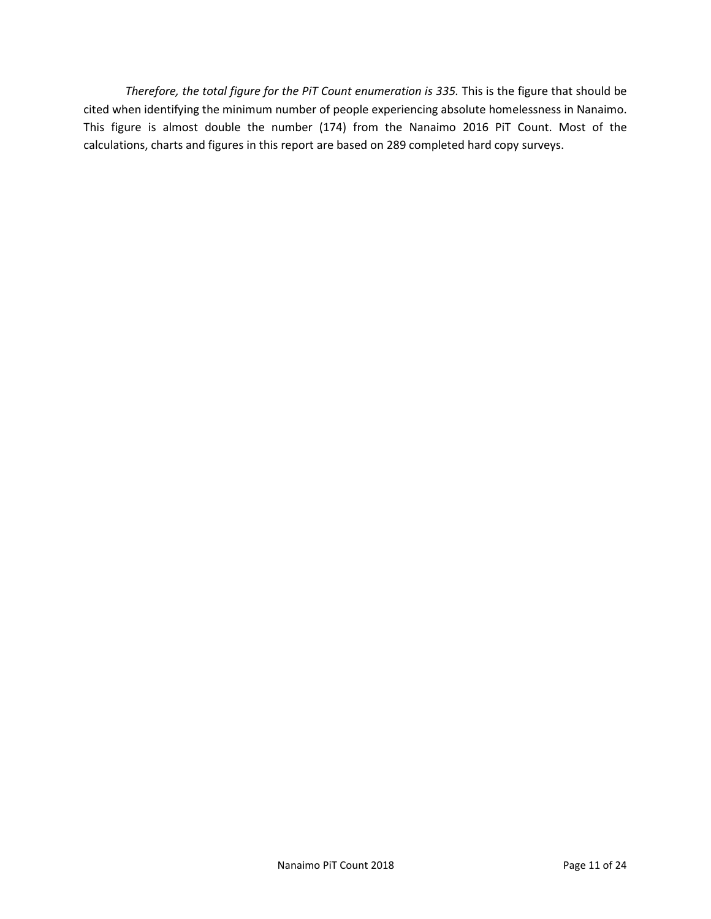*Therefore, the total figure for the PiT Count enumeration is 335.* This is the figure that should be cited when identifying the minimum number of people experiencing absolute homelessness in Nanaimo. This figure is almost double the number (174) from the Nanaimo 2016 PiT Count. Most of the calculations, charts and figures in this report are based on 289 completed hard copy surveys.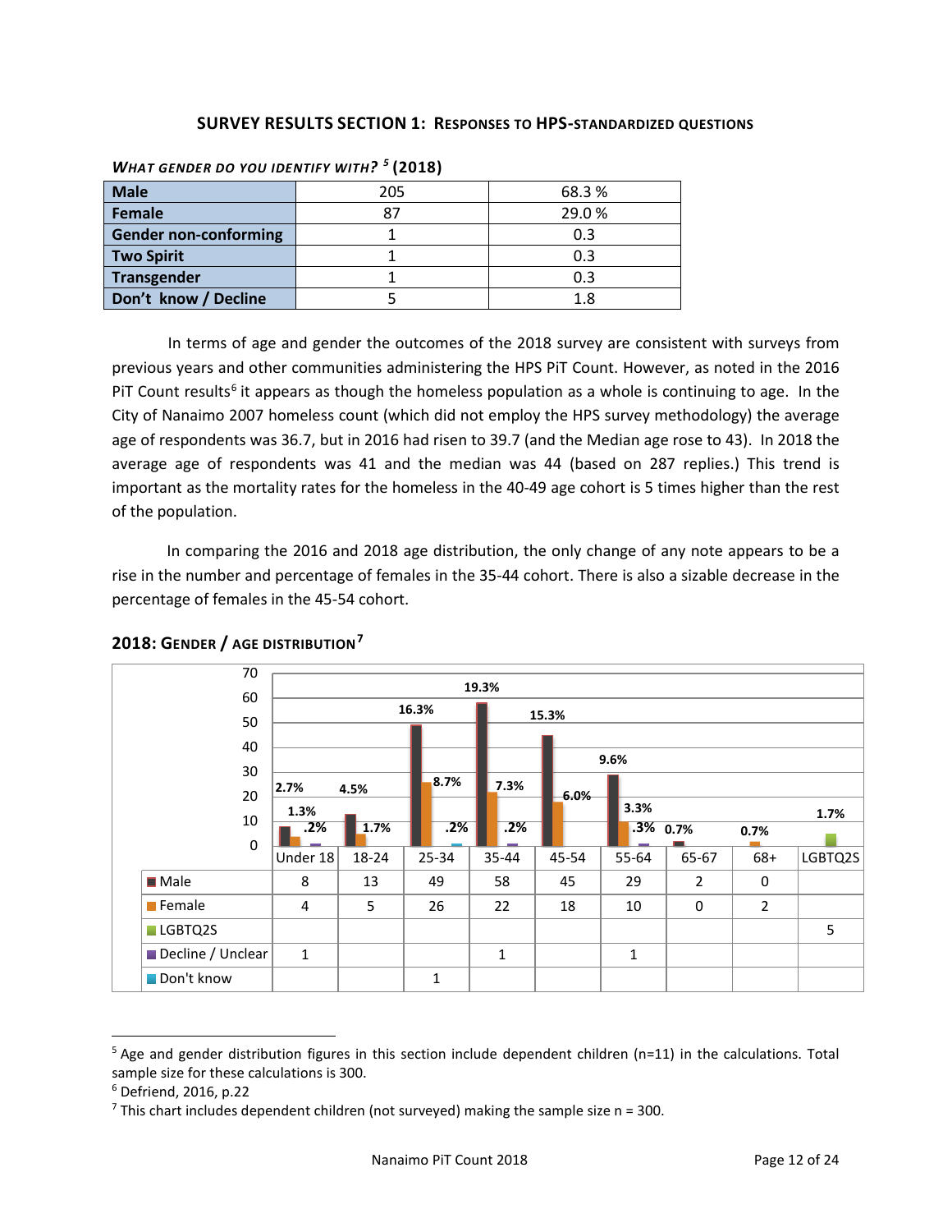## SURVEY RESULTS SECTION 1: RESPONSES TO HPS-STANDARDIZED QUESTIONS

***WHAT GENDER DO YOU IDENTIFY WITH?*** [5] **(2018)**

| | | |
|---|---|---|
| **Male** | 205 | 68.3 % |
| **Female** | 87 | 29.0 % |
| **Gender non-conforming** | 1 | 0.3 |
| **Two Spirit** | 1 | 0.3 |
| **Transgender** | 1 | 0.3 |
| **Don't know / Decline** | 5 | 1.8 |

In terms of age and gender the outcomes of the 2018 survey are consistent with surveys from previous years and other communities administering the HPS PiT Count. However, as noted in the 2016 PiT Count results[6] it appears as though the homeless population as a whole is continuing to age. In the City of Nanaimo 2007 homeless count (which did not employ the HPS survey methodology) the average age of respondents was 36.7, but in 2016 had risen to 39.7 (and the Median age rose to 43). In 2018 the average age of respondents was 41 and the median was 44 (based on 287 replies.) This trend is important as the mortality rates for the homeless in the 40-49 age cohort is 5 times higher than the rest of the population.

In comparing the 2016 and 2018 age distribution, the only change of any note appears to be a rise in the number and percentage of females in the 35-44 cohort. There is also a sizable decrease in the percentage of females in the 45-54 cohort.

### 2018: GENDER / AGE DISTRIBUTION[7]

| | Under 18 | 18-24 | 25-34 | 35-44 | 45-54 | 55-64 | 65-67 | 68+ | LGBTQ2S |
|---|---|---|---|---|---|---|---|---|---|
| Male | 8 | 13 | 49 | 58 | 45 | 29 | 2 | 0 | |
| Female | 4 | 5 | 26 | 22 | 18 | 10 | 0 | 2 | |
| LGBTQ2S | | | | | | | | | 5 |
| Decline / Unclear | 1 | | | 1 | | 1 | | | |
| Don't know | | | 1 | | | | | | |

Chart percentage labels: Under 18: 2.7% (Male), 1.3% (Female), .2%; 18-24: 4.5% (Male), 1.7% (Female); 25-34: 16.3% (Male), 8.7% (Female), .2%; 35-44: 19.3% (Male), 7.3% (Female), .2%; 45-54: 15.3% (Male), 6.0% (Female); 55-64: 9.6% (Male), 3.3% (Female), .3%; 65-67: 0.7%; 68+: 0.7%; LGBTQ2S: 1.7%.

---

[5] Age and gender distribution figures in this section include dependent children (n=11) in the calculations. Total sample size for these calculations is 300.

[6] Defriend, 2016, p.22

[7] This chart includes dependent children (not surveyed) making the sample size n = 300.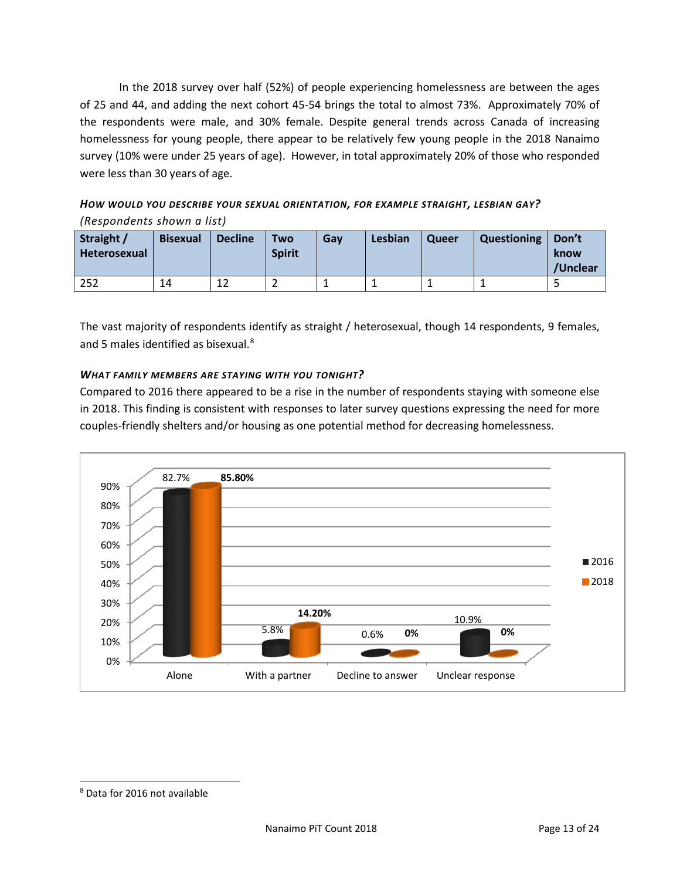In the 2018 survey over half (52%) of people experiencing homelessness are between the ages of 25 and 44, and adding the next cohort 45-54 brings the total to almost 73%. Approximately 70% of the respondents were male, and 30% female. Despite general trends across Canada of increasing homelessness for young people, there appear to be relatively few young people in the 2018 Nanaimo survey (10% were under 25 years of age). However, in total approximately 20% of those who responded were less than 30 years of age.

***HOW WOULD YOU DESCRIBE YOUR SEXUAL ORIENTATION, FOR EXAMPLE STRAIGHT, LESBIAN GAY?***
*(Respondents shown a list)*

| Straight / Heterosexual | Bisexual | Decline | Two Spirit | Gay | Lesbian | Queer | Questioning | Don't know /Unclear |
|---|---|---|---|---|---|---|---|---|
| 252 | 14 | 12 | 2 | 1 | 1 | 1 | 1 | 5 |

The vast majority of respondents identify as straight / heterosexual, though 14 respondents, 9 females, and 5 males identified as bisexual.[8]

***WHAT FAMILY MEMBERS ARE STAYING WITH YOU TONIGHT?***

Compared to 2016 there appeared to be a rise in the number of respondents staying with someone else in 2018. This finding is consistent with responses to later survey questions expressing the need for more couples-friendly shelters and/or housing as one potential method for decreasing homelessness.

| | Alone | With a partner | Decline to answer | Unclear response |
|---|---|---|---|---|
| 2016 | 82.7% | 5.8% | 0.6% | 10.9% |
| 2018 | 85.80% | 14.20% | 0% | 0% |

[8] Data for 2016 not available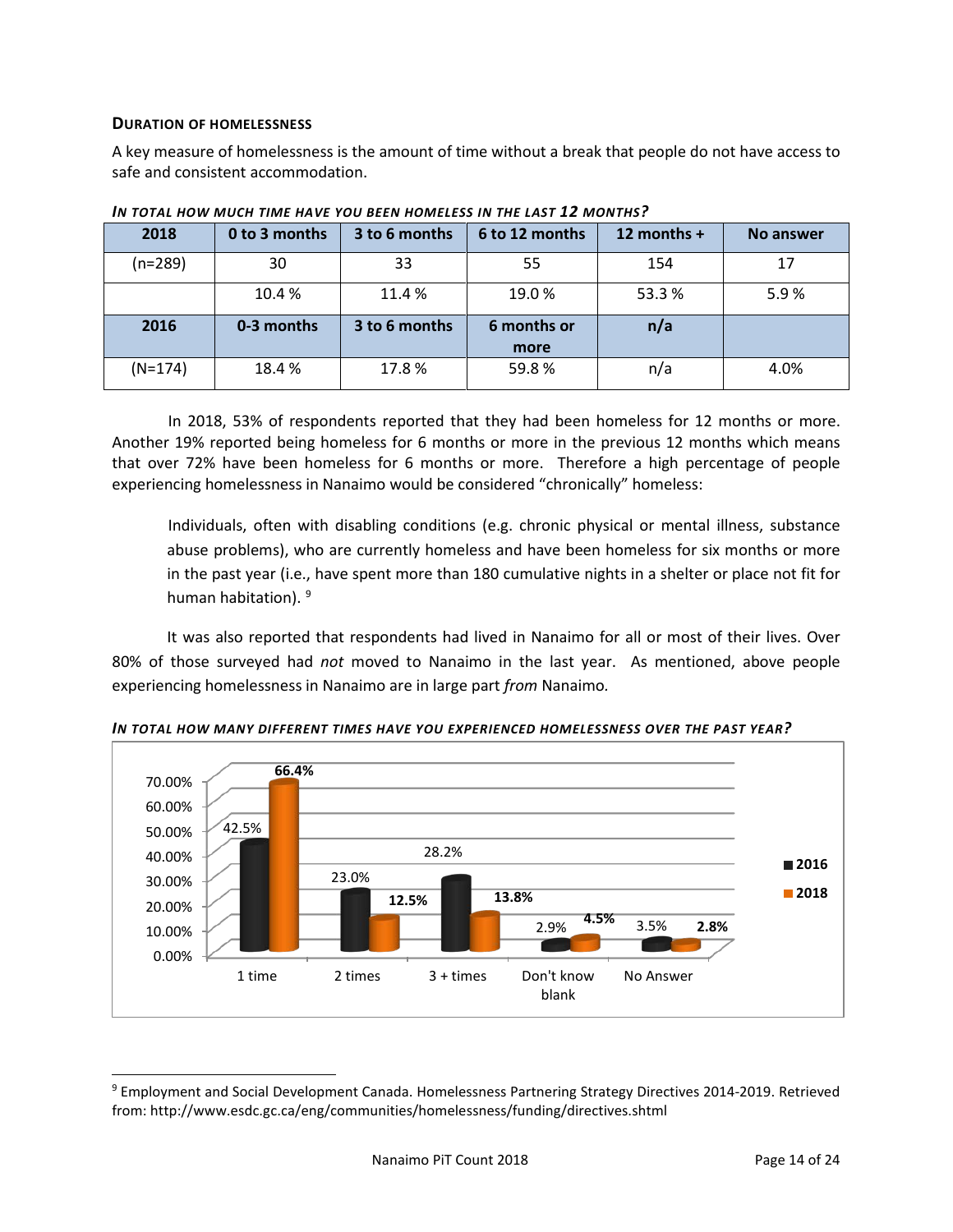### DURATION OF HOMELESSNESS

A key measure of homelessness is the amount of time without a break that people do not have access to safe and consistent accommodation.

***IN TOTAL HOW MUCH TIME HAVE YOU BEEN HOMELESS IN THE LAST 12 MONTHS?***

| 2018 | 0 to 3 months | 3 to 6 months | 6 to 12 months | 12 months + | No answer |
|---|---|---|---|---|---|
| (n=289) | 30 | 33 | 55 | 154 | 17 |
| | 10.4 % | 11.4 % | 19.0 % | 53.3 % | 5.9 % |
| **2016** | **0-3 months** | **3 to 6 months** | **6 months or more** | **n/a** | |
| (N=174) | 18.4 % | 17.8 % | 59.8 % | n/a | 4.0% |

In 2018, 53% of respondents reported that they had been homeless for 12 months or more. Another 19% reported being homeless for 6 months or more in the previous 12 months which means that over 72% have been homeless for 6 months or more. Therefore a high percentage of people experiencing homelessness in Nanaimo would be considered "chronically" homeless:

> Individuals, often with disabling conditions (e.g. chronic physical or mental illness, substance abuse problems), who are currently homeless and have been homeless for six months or more in the past year (i.e., have spent more than 180 cumulative nights in a shelter or place not fit for human habitation). [9]

It was also reported that respondents had lived in Nanaimo for all or most of their lives. Over 80% of those surveyed had *not* moved to Nanaimo in the last year. As mentioned, above people experiencing homelessness in Nanaimo are in large part *from* Nanaimo.

***IN TOTAL HOW MANY DIFFERENT TIMES HAVE YOU EXPERIENCED HOMELESSNESS OVER THE PAST YEAR?***

| | 2016 | 2018 |
|---|---|---|
| 1 time | 42.5% | 66.4% |
| 2 times | 23.0% | 12.5% |
| 3 + times | 28.2% | 13.8% |
| Don't know blank | 2.9% | 4.5% |
| No Answer | 3.5% | 2.8% |

[9] Employment and Social Development Canada. Homelessness Partnering Strategy Directives 2014-2019. Retrieved from: http://www.esdc.gc.ca/eng/communities/homelessness/funding/directives.shtml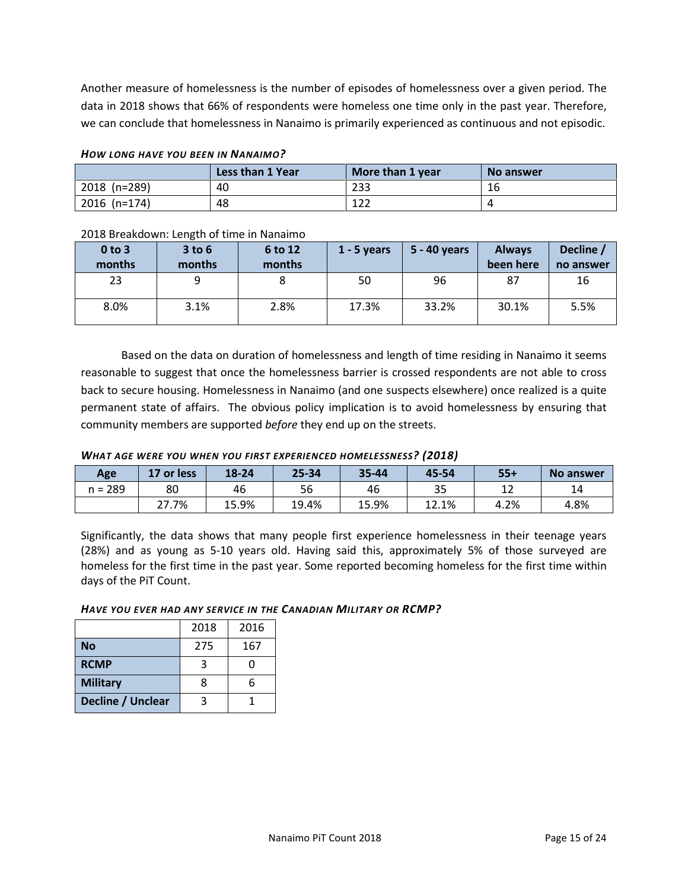Another measure of homelessness is the number of episodes of homelessness over a given period. The data in 2018 shows that 66% of respondents were homeless one time only in the past year. Therefore, we can conclude that homelessness in Nanaimo is primarily experienced as continuous and not episodic.

***How long have you been in Nanaimo?***

| | Less than 1 Year | More than 1 year | No answer |
|---|---|---|---|
| 2018 (n=289) | 40 | 233 | 16 |
| 2016 (n=174) | 48 | 122 | 4 |

2018 Breakdown: Length of time in Nanaimo

| 0 to 3 months | 3 to 6 months | 6 to 12 months | 1 - 5 years | 5 - 40 years | Always been here | Decline / no answer |
|---|---|---|---|---|---|---|
| 23 | 9 | 8 | 50 | 96 | 87 | 16 |
| 8.0% | 3.1% | 2.8% | 17.3% | 33.2% | 30.1% | 5.5% |

Based on the data on duration of homelessness and length of time residing in Nanaimo it seems reasonable to suggest that once the homelessness barrier is crossed respondents are not able to cross back to secure housing. Homelessness in Nanaimo (and one suspects elsewhere) once realized is a quite permanent state of affairs. The obvious policy implication is to avoid homelessness by ensuring that community members are supported *before* they end up on the streets.

***What age were you when you first experienced homelessness? (2018)***

| Age | 17 or less | 18-24 | 25-34 | 35-44 | 45-54 | 55+ | No answer |
|---|---|---|---|---|---|---|---|
| n = 289 | 80 | 46 | 56 | 46 | 35 | 12 | 14 |
| | 27.7% | 15.9% | 19.4% | 15.9% | 12.1% | 4.2% | 4.8% |

Significantly, the data shows that many people first experience homelessness in their teenage years (28%) and as young as 5-10 years old. Having said this, approximately 5% of those surveyed are homeless for the first time in the past year. Some reported becoming homeless for the first time within days of the PiT Count.

***Have you ever had any service in the Canadian Military or RCMP?***

| | 2018 | 2016 |
|---|---|---|
| **No** | 275 | 167 |
| **RCMP** | 3 | 0 |
| **Military** | 8 | 6 |
| **Decline / Unclear** | 3 | 1 |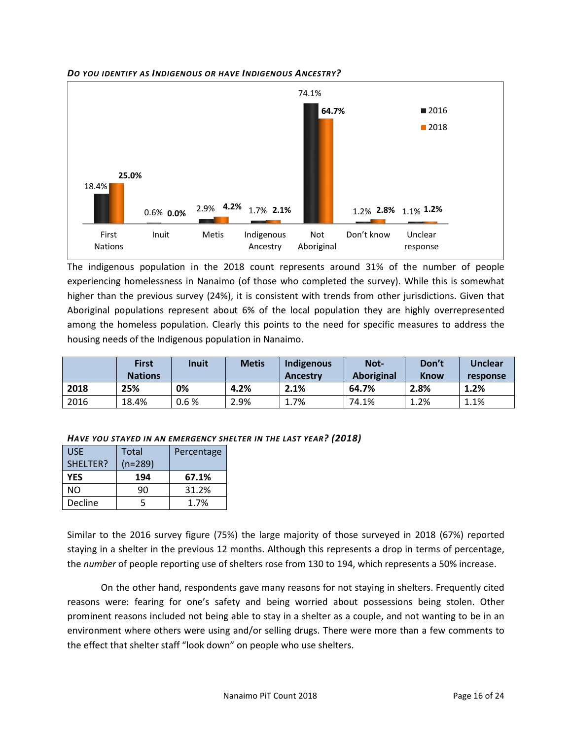***DO YOU IDENTIFY AS INDIGENOUS OR HAVE INDIGENOUS ANCESTRY?***

The indigenous population in the 2018 count represents around 31% of the number of people experiencing homelessness in Nanaimo (of those who completed the survey). While this is somewhat higher than the previous survey (24%), it is consistent with trends from other jurisdictions. Given that Aboriginal populations represent about 6% of the local population they are highly overrepresented among the homeless population. Clearly this points to the need for specific measures to address the housing needs of the Indigenous population in Nanaimo.

| | **First Nations** | **Inuit** | **Metis** | **Indigenous Ancestry** | **Not-Aboriginal** | **Don't Know** | **Unclear response** |
|---|---|---|---|---|---|---|---|
| **2018** | **25%** | **0%** | **4.2%** | **2.1%** | **64.7%** | **2.8%** | **1.2%** |
| 2016 | 18.4% | 0.6 % | 2.9% | 1.7% | 74.1% | 1.2% | 1.1% |

***HAVE YOU STAYED IN AN EMERGENCY SHELTER IN THE LAST YEAR? (2018)***

| USE SHELTER? | Total (n=289) | Percentage |
|---|---|---|
| **YES** | **194** | **67.1%** |
| NO | 90 | 31.2% |
| Decline | 5 | 1.7% |

Similar to the 2016 survey figure (75%) the large majority of those surveyed in 2018 (67%) reported staying in a shelter in the previous 12 months. Although this represents a drop in terms of percentage, the *number* of people reporting use of shelters rose from 130 to 194, which represents a 50% increase.

On the other hand, respondents gave many reasons for not staying in shelters. Frequently cited reasons were: fearing for one's safety and being worried about possessions being stolen. Other prominent reasons included not being able to stay in a shelter as a couple, and not wanting to be in an environment where others were using and/or selling drugs. There were more than a few comments to the effect that shelter staff "look down" on people who use shelters.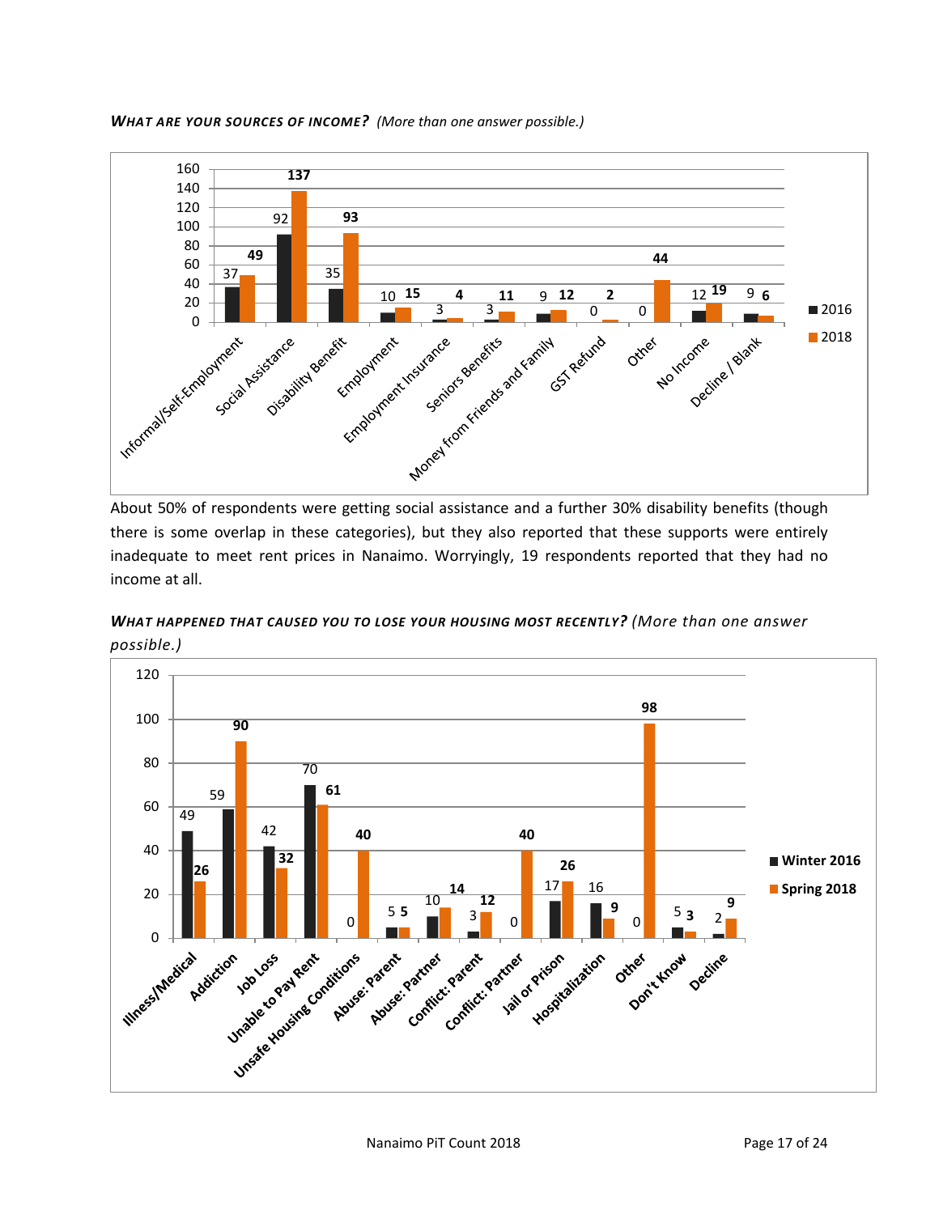***What are your sources of income?*** *(More than one answer possible.)*

| Source | 2016 | 2018 |
|---|---|---|
| Informal/Self-Employment | 37 | 49 |
| Social Assistance | 92 | 137 |
| Disability Benefit | 35 | 93 |
| Employment | 10 | 15 |
| Employment Insurance | 3 | 4 |
| Seniors Benefits | 3 | 11 |
| Money from Friends and Family | 9 | 12 |
| GST Refund | 0 | 2 |
| Other | 0 | 44 |
| No Income | 12 | 19 |
| Decline / Blank | 9 | 6 |

About 50% of respondents were getting social assistance and a further 30% disability benefits (though there is some overlap in these categories), but they also reported that these supports were entirely inadequate to meet rent prices in Nanaimo. Worryingly, 19 respondents reported that they had no income at all.

***What happened that caused you to lose your housing most recently?*** *(More than one answer possible.)*

| Reason | Winter 2016 | Spring 2018 |
|---|---|---|
| Illness/Medical | 49 | 26 |
| Addiction | 59 | 90 |
| Job Loss | 42 | 32 |
| Unable to Pay Rent | 70 | 61 |
| Unsafe Housing Conditions | 0 | 40 |
| Abuse: Parent | 5 | 5 |
| Abuse: Partner | 10 | 14 |
| Conflict: Parent | 3 | 12 |
| Conflict: Partner | 0 | 40 |
| Jail or Prison | 17 | 26 |
| Hospitalization | 16 | 9 |
| Other | 0 | 98 |
| Don't Know | 5 | 3 |
| Decline | 2 | 9 |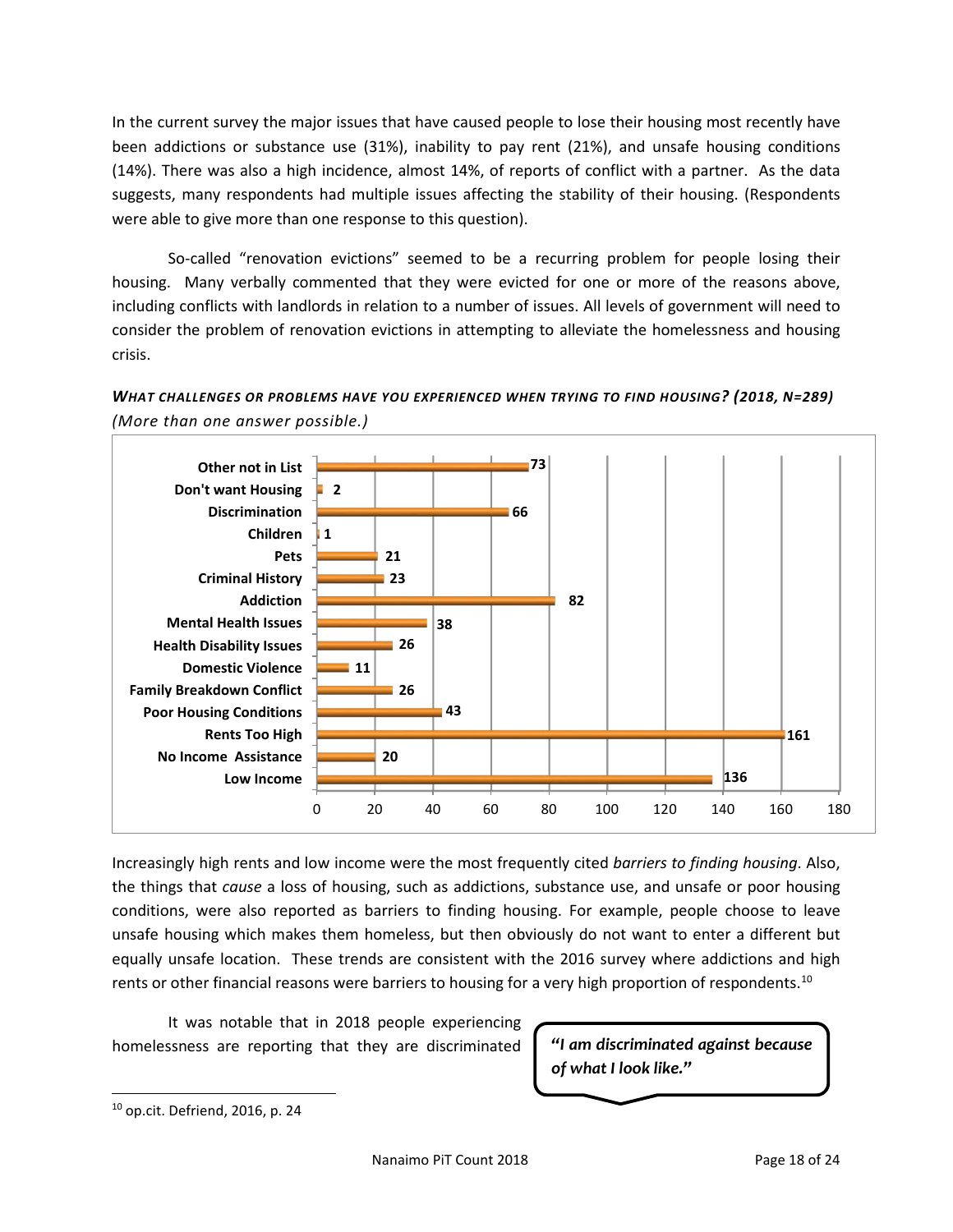In the current survey the major issues that have caused people to lose their housing most recently have been addictions or substance use (31%), inability to pay rent (21%), and unsafe housing conditions (14%). There was also a high incidence, almost 14%, of reports of conflict with a partner. As the data suggests, many respondents had multiple issues affecting the stability of their housing. (Respondents were able to give more than one response to this question).

So-called "renovation evictions" seemed to be a recurring problem for people losing their housing. Many verbally commented that they were evicted for one or more of the reasons above, including conflicts with landlords in relation to a number of issues. All levels of government will need to consider the problem of renovation evictions in attempting to alleviate the homelessness and housing crisis.

***WHAT CHALLENGES OR PROBLEMS HAVE YOU EXPERIENCED WHEN TRYING TO FIND HOUSING? (2018, N=289)***
*(More than one answer possible.)*

| Challenge | Count |
|---|---|
| Other not in List | 73 |
| Don't want Housing | 2 |
| Discrimination | 66 |
| Children | 1 |
| Pets | 21 |
| Criminal History | 23 |
| Addiction | 82 |
| Mental Health Issues | 38 |
| Health Disability Issues | 26 |
| Domestic Violence | 11 |
| Family Breakdown Conflict | 26 |
| Poor Housing Conditions | 43 |
| Rents Too High | 161 |
| No Income Assistance | 20 |
| Low Income | 136 |

Increasingly high rents and low income were the most frequently cited *barriers to finding housing*. Also, the things that *cause* a loss of housing, such as addictions, substance use, and unsafe or poor housing conditions, were also reported as barriers to finding housing. For example, people choose to leave unsafe housing which makes them homeless, but then obviously do not want to enter a different but equally unsafe location. These trends are consistent with the 2016 survey where addictions and high rents or other financial reasons were barriers to housing for a very high proportion of respondents.[10]

It was notable that in 2018 people experiencing homelessness are reporting that they are discriminated

> ***"I am discriminated against because of what I look like."***

[10] op.cit. Defriend, 2016, p. 24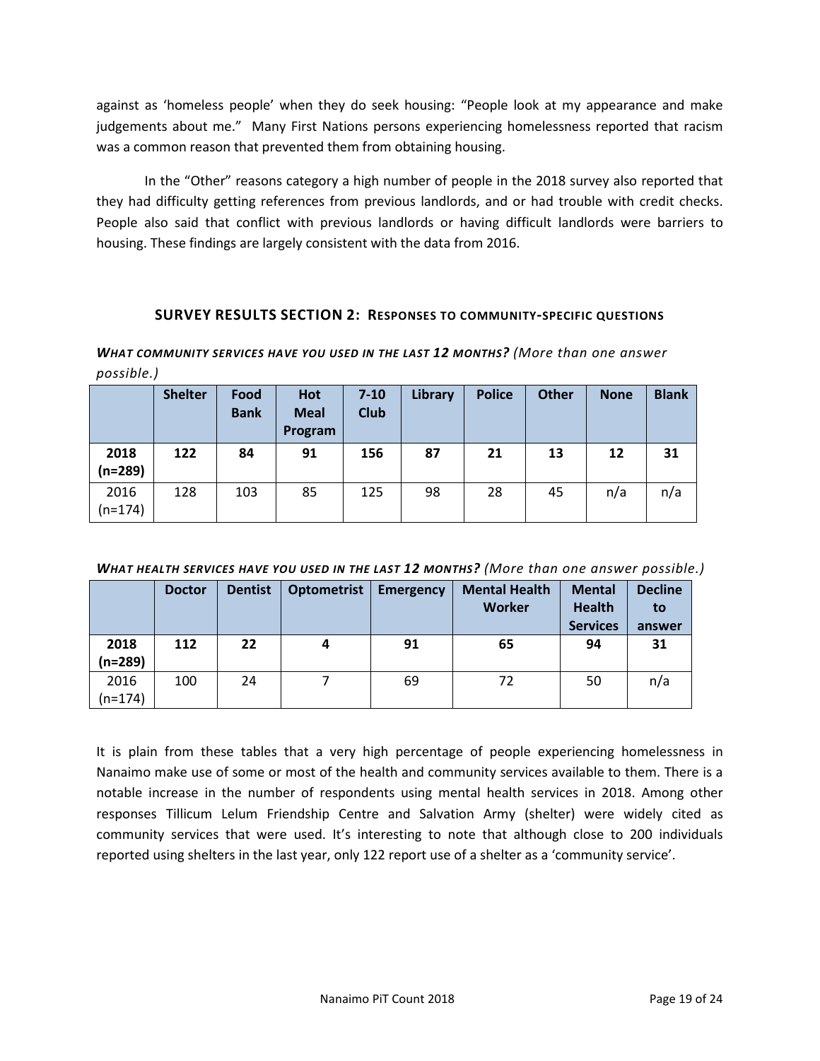against as 'homeless people' when they do seek housing: "People look at my appearance and make judgements about me." Many First Nations persons experiencing homelessness reported that racism was a common reason that prevented them from obtaining housing.

In the "Other" reasons category a high number of people in the 2018 survey also reported that they had difficulty getting references from previous landlords, and or had trouble with credit checks. People also said that conflict with previous landlords or having difficult landlords were barriers to housing. These findings are largely consistent with the data from 2016.

## SURVEY RESULTS SECTION 2: RESPONSES TO COMMUNITY-SPECIFIC QUESTIONS

***WHAT COMMUNITY SERVICES HAVE YOU USED IN THE LAST 12 MONTHS?*** *(More than one answer possible.)*

| | Shelter | Food Bank | Hot Meal Program | 7-10 Club | Library | Police | Other | None | Blank |
|---|---|---|---|---|---|---|---|---|---|
| **2018 (n=289)** | **122** | **84** | **91** | **156** | **87** | **21** | **13** | **12** | **31** |
| 2016 (n=174) | 128 | 103 | 85 | 125 | 98 | 28 | 45 | n/a | n/a |

***WHAT HEALTH SERVICES HAVE YOU USED IN THE LAST 12 MONTHS?*** *(More than one answer possible.)*

| | Doctor | Dentist | Optometrist | Emergency | Mental Health Worker | Mental Health Services | Decline to answer |
|---|---|---|---|---|---|---|---|
| **2018 (n=289)** | **112** | **22** | **4** | **91** | **65** | **94** | **31** |
| 2016 (n=174) | 100 | 24 | 7 | 69 | 72 | 50 | n/a |

It is plain from these tables that a very high percentage of people experiencing homelessness in Nanaimo make use of some or most of the health and community services available to them. There is a notable increase in the number of respondents using mental health services in 2018. Among other responses Tillicum Lelum Friendship Centre and Salvation Army (shelter) were widely cited as community services that were used. It's interesting to note that although close to 200 individuals reported using shelters in the last year, only 122 report use of a shelter as a 'community service'.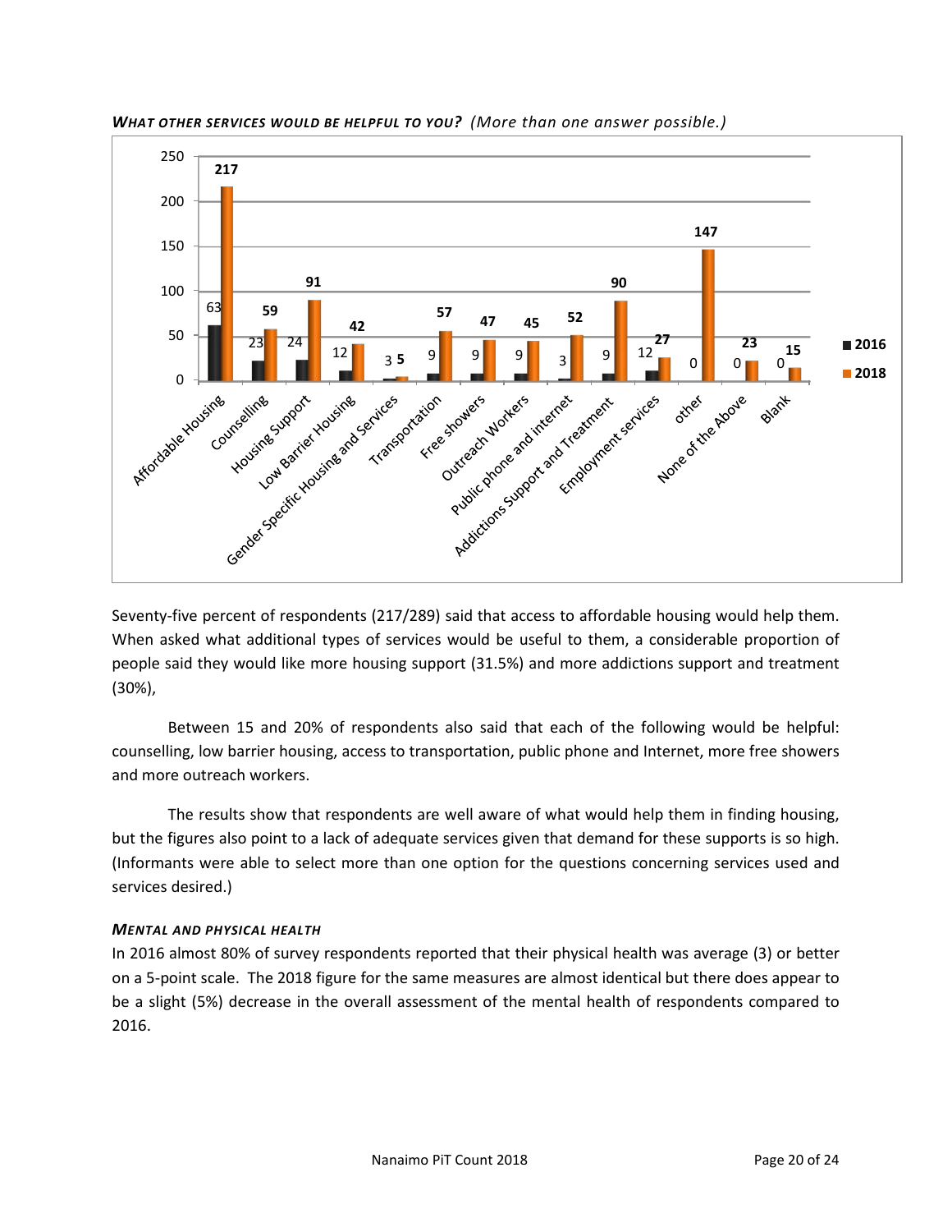***What other services would be helpful to you?*** *(More than one answer possible.)*

| Service | 2016 | 2018 |
|---|---|---|
| Affordable Housing | 63 | 217 |
| Counselling | 23 | 59 |
| Housing Support | 24 | 91 |
| Low Barrier Housing | 12 | 42 |
| Gender Specific Housing and Services | 3 | 5 |
| Transportation | 9 | 57 |
| Free showers | 9 | 47 |
| Outreach Workers | 9 | 45 |
| Public phone and internet | 3 | 52 |
| Addictions Support and Treatment | 9 | 90 |
| Employment services | 12 | 27 |
| other | 0 | 147 |
| None of the Above | 0 | 23 |
| Blank | 0 | 15 |

Seventy-five percent of respondents (217/289) said that access to affordable housing would help them. When asked what additional types of services would be useful to them, a considerable proportion of people said they would like more housing support (31.5%) and more addictions support and treatment (30%),

Between 15 and 20% of respondents also said that each of the following would be helpful: counselling, low barrier housing, access to transportation, public phone and Internet, more free showers and more outreach workers.

The results show that respondents are well aware of what would help them in finding housing, but the figures also point to a lack of adequate services given that demand for these supports is so high. (Informants were able to select more than one option for the questions concerning services used and services desired.)

### *Mental and Physical Health*

In 2016 almost 80% of survey respondents reported that their physical health was average (3) or better on a 5-point scale. The 2018 figure for the same measures are almost identical but there does appear to be a slight (5%) decrease in the overall assessment of the mental health of respondents compared to 2016.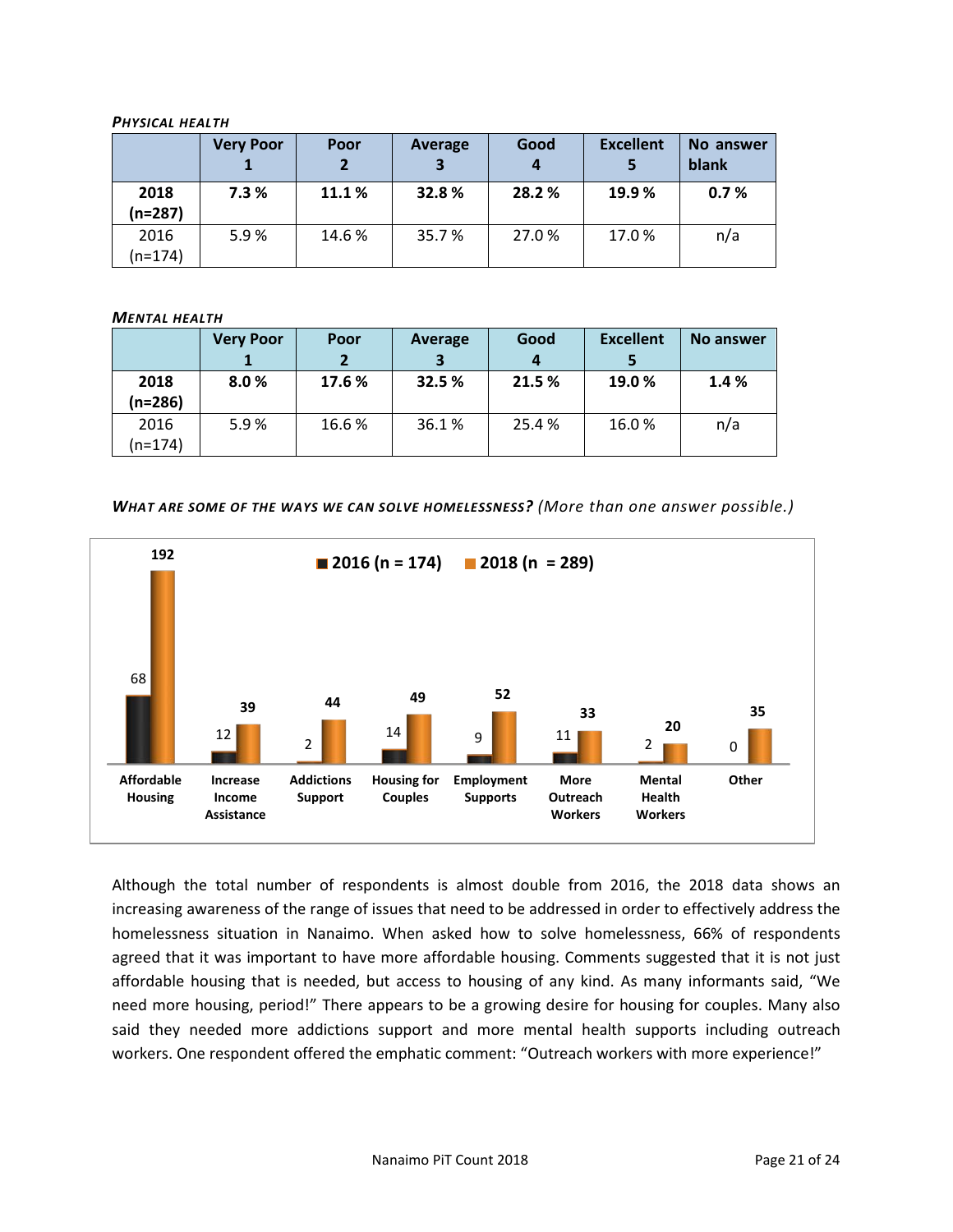***Physical Health***

| | Very Poor 1 | Poor 2 | Average 3 | Good 4 | Excellent 5 | No answer blank |
|---|---|---|---|---|---|---|
| **2018 (n=287)** | **7.3 %** | **11.1 %** | **32.8 %** | **28.2 %** | **19.9 %** | **0.7 %** |
| 2016 (n=174) | 5.9 % | 14.6 % | 35.7 % | 27.0 % | 17.0 % | n/a |

***Mental Health***

| | Very Poor 1 | Poor 2 | Average 3 | Good 4 | Excellent 5 | No answer |
|---|---|---|---|---|---|---|
| **2018 (n=286)** | **8.0 %** | **17.6 %** | **32.5 %** | **21.5 %** | **19.0 %** | **1.4 %** |
| 2016 (n=174) | 5.9 % | 16.6 % | 36.1 % | 25.4 % | 16.0 % | n/a |

***What are some of the ways we can solve homelessness?*** *(More than one answer possible.)*

| | 2016 (n = 174) | 2018 (n = 289) |
|---|---|---|
| Affordable Housing | 68 | 192 |
| Increase Income Assistance | 12 | 39 |
| Addictions Support | 2 | 44 |
| Housing for Couples | 14 | 49 |
| Employment Supports | 9 | 52 |
| More Outreach Workers | 11 | 33 |
| Mental Health Workers | 2 | 20 |
| Other | 0 | 35 |

Although the total number of respondents is almost double from 2016, the 2018 data shows an increasing awareness of the range of issues that need to be addressed in order to effectively address the homelessness situation in Nanaimo. When asked how to solve homelessness, 66% of respondents agreed that it was important to have more affordable housing. Comments suggested that it is not just affordable housing that is needed, but access to housing of any kind. As many informants said, "We need more housing, period!" There appears to be a growing desire for housing for couples. Many also said they needed more addictions support and more mental health supports including outreach workers. One respondent offered the emphatic comment: "Outreach workers with more experience!"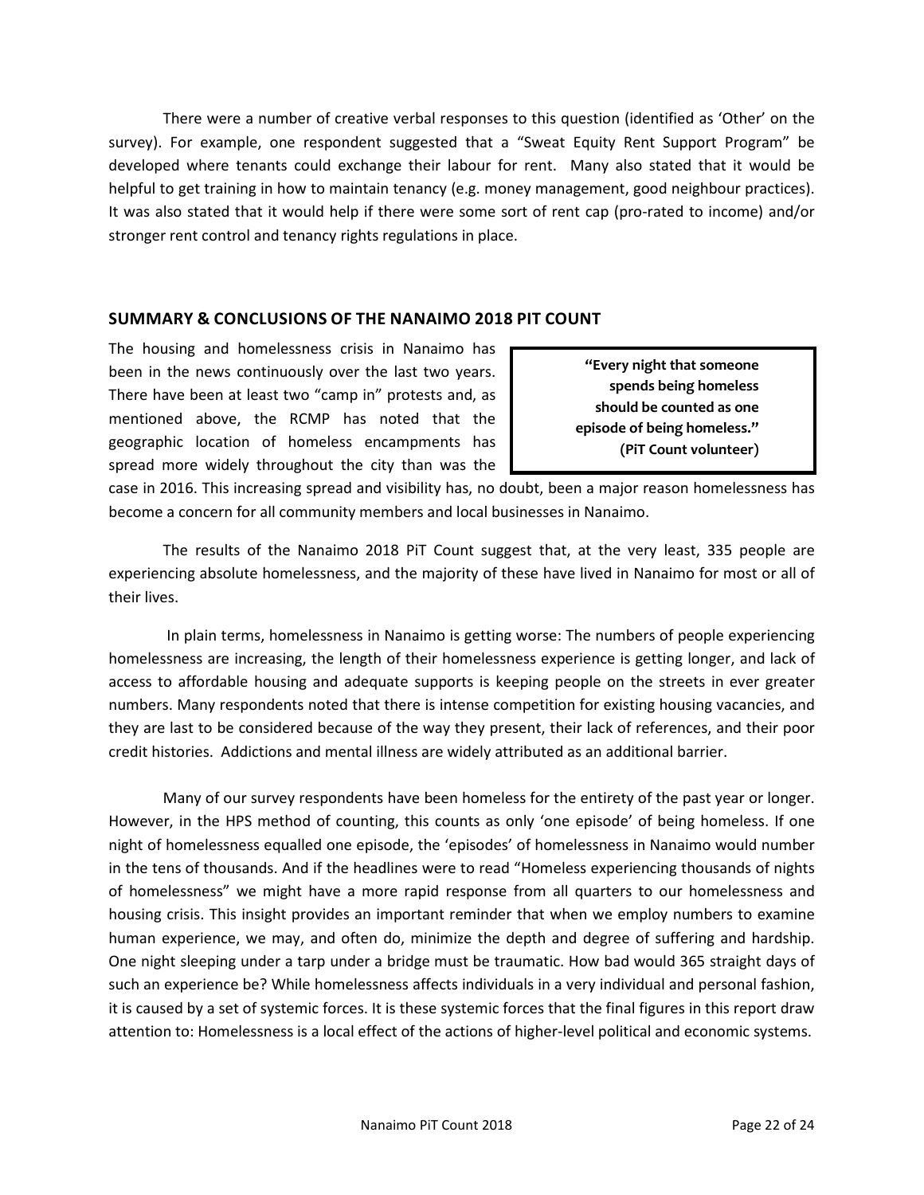There were a number of creative verbal responses to this question (identified as 'Other' on the survey). For example, one respondent suggested that a "Sweat Equity Rent Support Program" be developed where tenants could exchange their labour for rent. Many also stated that it would be helpful to get training in how to maintain tenancy (e.g. money management, good neighbour practices). It was also stated that it would help if there were some sort of rent cap (pro-rated to income) and/or stronger rent control and tenancy rights regulations in place.

## SUMMARY & CONCLUSIONS OF THE NANAIMO 2018 PIT COUNT

> **"Every night that someone spends being homeless should be counted as one episode of being homeless." (PiT Count volunteer)**

The housing and homelessness crisis in Nanaimo has been in the news continuously over the last two years. There have been at least two "camp in" protests and, as mentioned above, the RCMP has noted that the geographic location of homeless encampments has spread more widely throughout the city than was the case in 2016. This increasing spread and visibility has, no doubt, been a major reason homelessness has become a concern for all community members and local businesses in Nanaimo.

The results of the Nanaimo 2018 PiT Count suggest that, at the very least, 335 people are experiencing absolute homelessness, and the majority of these have lived in Nanaimo for most or all of their lives.

In plain terms, homelessness in Nanaimo is getting worse: The numbers of people experiencing homelessness are increasing, the length of their homelessness experience is getting longer, and lack of access to affordable housing and adequate supports is keeping people on the streets in ever greater numbers. Many respondents noted that there is intense competition for existing housing vacancies, and they are last to be considered because of the way they present, their lack of references, and their poor credit histories. Addictions and mental illness are widely attributed as an additional barrier.

Many of our survey respondents have been homeless for the entirety of the past year or longer. However, in the HPS method of counting, this counts as only 'one episode' of being homeless. If one night of homelessness equalled one episode, the 'episodes' of homelessness in Nanaimo would number in the tens of thousands. And if the headlines were to read "Homeless experiencing thousands of nights of homelessness" we might have a more rapid response from all quarters to our homelessness and housing crisis. This insight provides an important reminder that when we employ numbers to examine human experience, we may, and often do, minimize the depth and degree of suffering and hardship. One night sleeping under a tarp under a bridge must be traumatic. How bad would 365 straight days of such an experience be? While homelessness affects individuals in a very individual and personal fashion, it is caused by a set of systemic forces. It is these systemic forces that the final figures in this report draw attention to: Homelessness is a local effect of the actions of higher-level political and economic systems.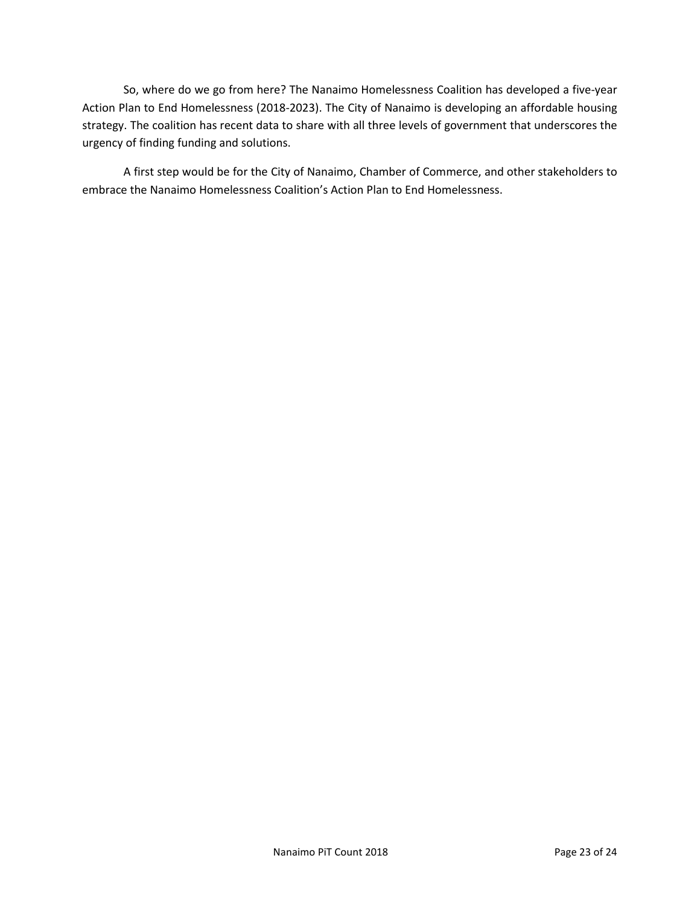So, where do we go from here? The Nanaimo Homelessness Coalition has developed a five-year Action Plan to End Homelessness (2018-2023). The City of Nanaimo is developing an affordable housing strategy. The coalition has recent data to share with all three levels of government that underscores the urgency of finding funding and solutions.

A first step would be for the City of Nanaimo, Chamber of Commerce, and other stakeholders to embrace the Nanaimo Homelessness Coalition's Action Plan to End Homelessness.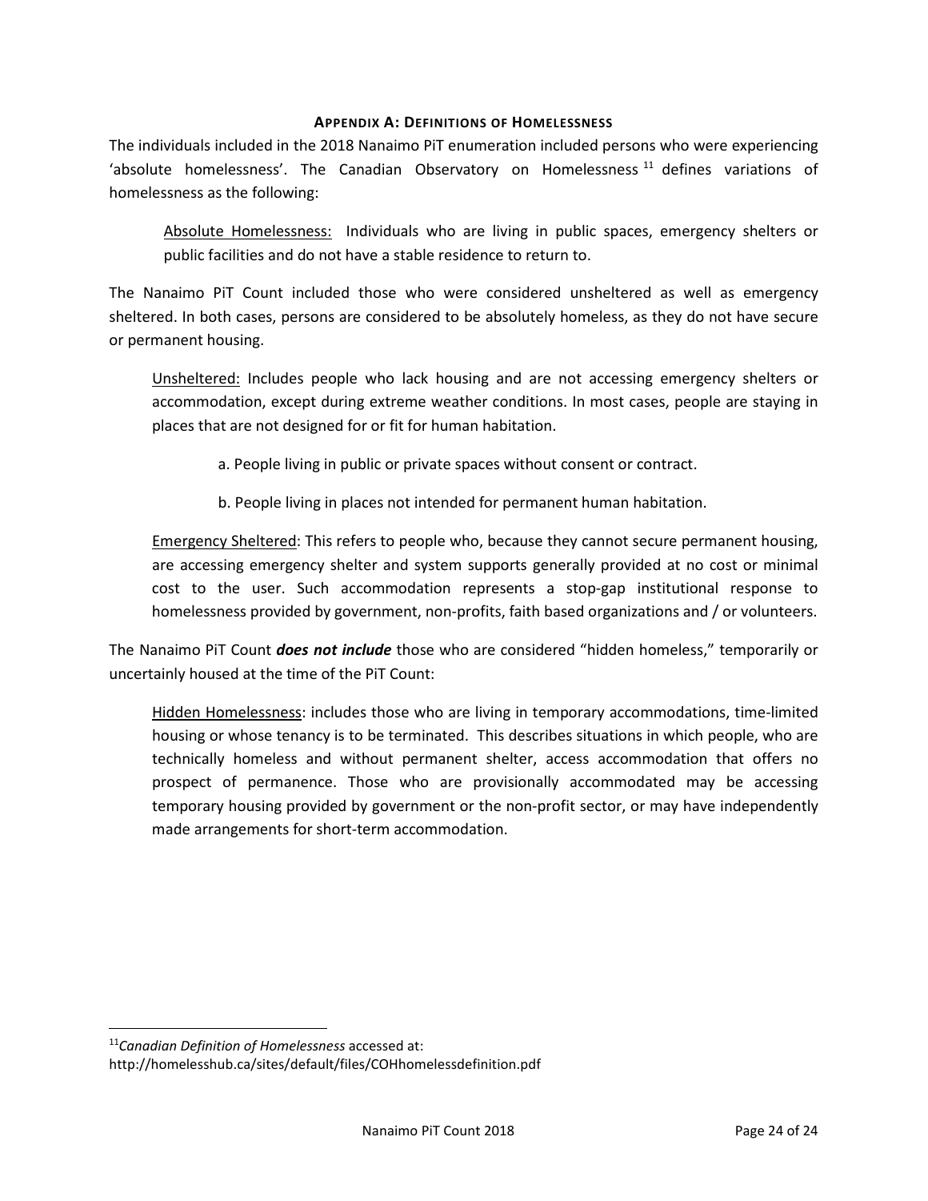## Appendix A: Definitions of Homelessness

The individuals included in the 2018 Nanaimo PiT enumeration included persons who were experiencing 'absolute homelessness'. The Canadian Observatory on Homelessness [11] defines variations of homelessness as the following:

> Absolute Homelessness: Individuals who are living in public spaces, emergency shelters or public facilities and do not have a stable residence to return to.

The Nanaimo PiT Count included those who were considered unsheltered as well as emergency sheltered. In both cases, persons are considered to be absolutely homeless, as they do not have secure or permanent housing.

> Unsheltered: Includes people who lack housing and are not accessing emergency shelters or accommodation, except during extreme weather conditions. In most cases, people are staying in places that are not designed for or fit for human habitation.
>
> a. People living in public or private spaces without consent or contract.
>
> b. People living in places not intended for permanent human habitation.
>
> Emergency Sheltered: This refers to people who, because they cannot secure permanent housing, are accessing emergency shelter and system supports generally provided at no cost or minimal cost to the user. Such accommodation represents a stop-gap institutional response to homelessness provided by government, non-profits, faith based organizations and / or volunteers.

The Nanaimo PiT Count ***does not include*** those who are considered "hidden homeless," temporarily or uncertainly housed at the time of the PiT Count:

> Hidden Homelessness: includes those who are living in temporary accommodations, time-limited housing or whose tenancy is to be terminated. This describes situations in which people, who are technically homeless and without permanent shelter, access accommodation that offers no prospect of permanence. Those who are provisionally accommodated may be accessing temporary housing provided by government or the non-profit sector, or may have independently made arrangements for short-term accommodation.

---

[11] *Canadian Definition of Homelessness* accessed at: http://homelesshub.ca/sites/default/files/COHhomelessdefinition.pdf